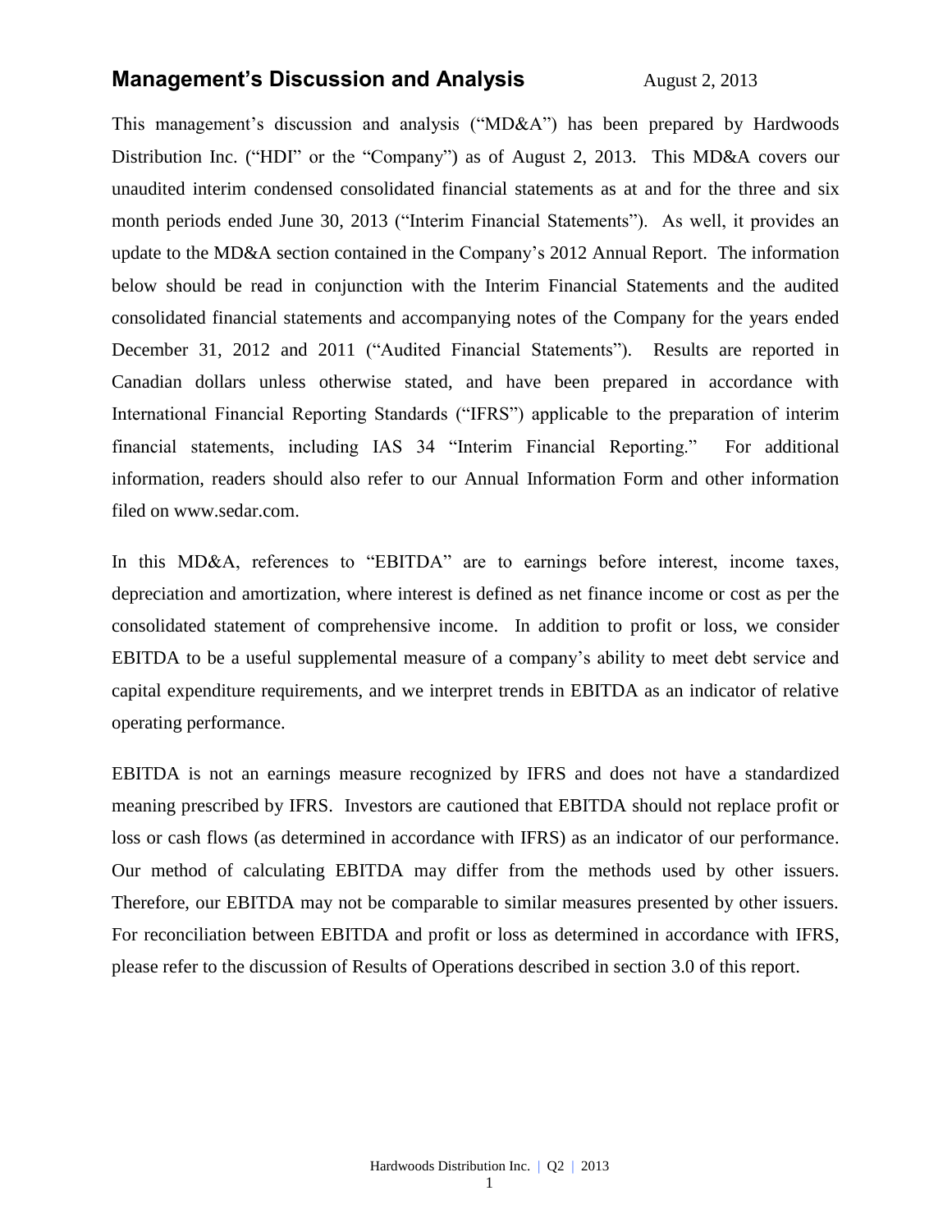# Management's Discussion and Analysis

August 2, 2013

This management's discussion and analysis ("MD&A") has been prepared by Hardwoods Distribution Inc. ("HDI" or the "Company") as of August 2, 2013. This MD&A covers our unaudited interim condensed consolidated financial statements as at and for the three and six month periods ended June 30, 2013 ("Interim Financial Statements"). As well, it provides an update to the MD&A section contained in the Company's 2012 Annual Report. The information below should be read in conjunction with the Interim Financial Statements and the audited consolidated financial statements and accompanying notes of the Company for the years ended December 31, 2012 and 2011 ("Audited Financial Statements"). Results are reported in Canadian dollars unless otherwise stated, and have been prepared in accordance with International Financial Reporting Standards ("IFRS") applicable to the preparation of interim financial statements, including IAS 34 "Interim Financial Reporting." For additional information, readers should also refer to our Annual Information Form and other information filed on www.sedar.com.

In this MD&A, references to "EBITDA" are to earnings before interest, income taxes, depreciation and amortization, where interest is defined as net finance income or cost as per the consolidated statement of comprehensive income. In addition to profit or loss, we consider EBITDA to be a useful supplemental measure of a company's ability to meet debt service and capital expenditure requirements, and we interpret trends in EBITDA as an indicator of relative operating performance.

EBITDA is not an earnings measure recognized by IFRS and does not have a standardized meaning prescribed by IFRS. Investors are cautioned that EBITDA should not replace profit or loss or cash flows (as determined in accordance with IFRS) as an indicator of our performance. Our method of calculating EBITDA may differ from the methods used by other issuers. Therefore, our EBITDA may not be comparable to similar measures presented by other issuers. For reconciliation between EBITDA and profit or loss as determined in accordance with IFRS, please refer to the discussion of Results of Operations described in section 3.0 of this report.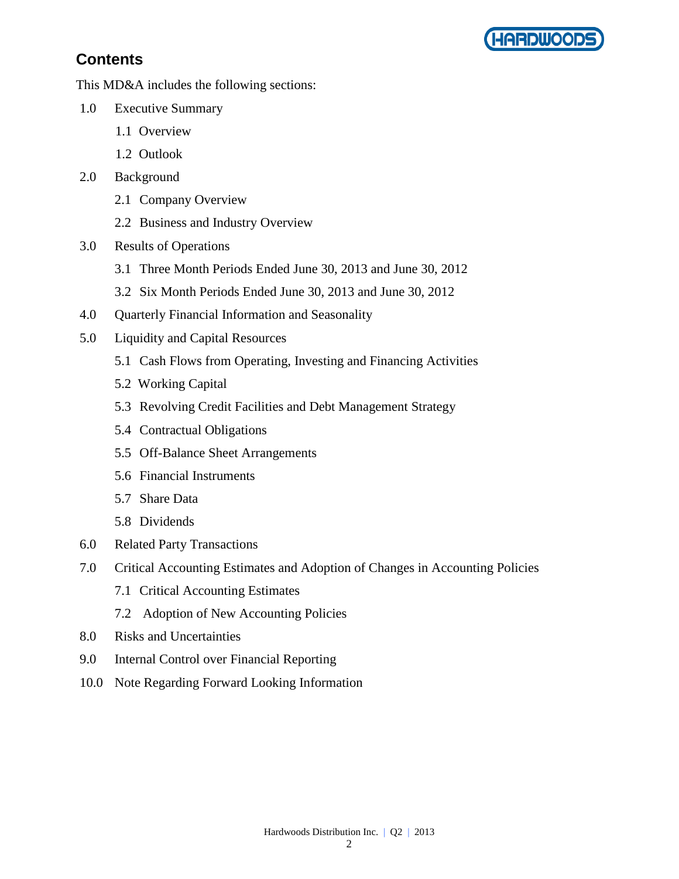## Contents

This MD&A includes the following sections:

- 1.0 Executive Summary
  - 1.1 Overview
  - 1.2 Outlook
- 2.0 Background
  - 2.1 Company Overview
  - 2.2 Business and Industry Overview
- 3.0 Results of Operations
  - 3.1 Three Month Periods Ended June 30, 2013 and June 30, 2012
  - 3.2 Six Month Periods Ended June 30, 2013 and June 30, 2012
- 4.0 Quarterly Financial Information and Seasonality
- 5.0 Liquidity and Capital Resources
  - 5.1 Cash Flows from Operating, Investing and Financing Activities
  - 5.2 Working Capital
  - 5.3 Revolving Credit Facilities and Debt Management Strategy
  - 5.4 Contractual Obligations
  - 5.5 Off-Balance Sheet Arrangements
  - 5.6 Financial Instruments
  - 5.7 Share Data
  - 5.8 Dividends
- 6.0 Related Party Transactions
- 7.0 Critical Accounting Estimates and Adoption of Changes in Accounting Policies
  - 7.1 Critical Accounting Estimates
  - 7.2 Adoption of New Accounting Policies
- 8.0 Risks and Uncertainties
- 9.0 Internal Control over Financial Reporting
- 10.0 Note Regarding Forward Looking Information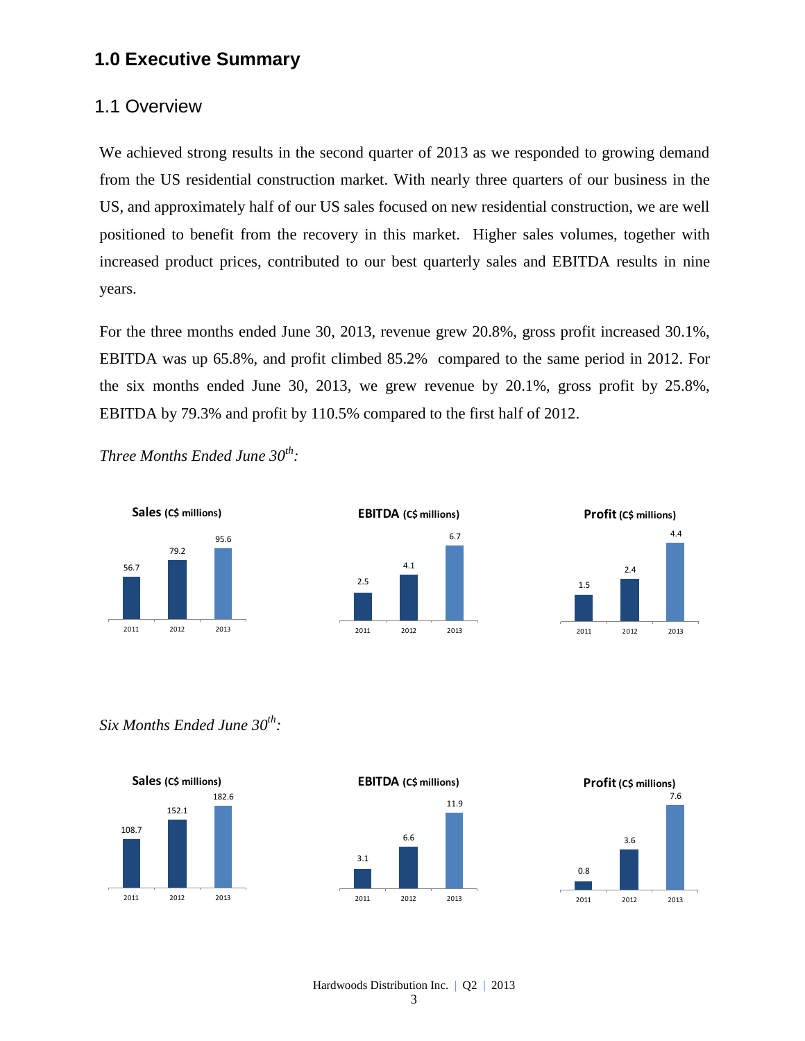# 1.0 Executive Summary

## 1.1 Overview

We achieved strong results in the second quarter of 2013 as we responded to growing demand from the US residential construction market. With nearly three quarters of our business in the US, and approximately half of our US sales focused on new residential construction, we are well positioned to benefit from the recovery in this market. Higher sales volumes, together with increased product prices, contributed to our best quarterly sales and EBITDA results in nine years.

For the three months ended June 30, 2013, revenue grew 20.8%, gross profit increased 30.1%, EBITDA was up 65.8%, and profit climbed 85.2% compared to the same period in 2012. For the six months ended June 30, 2013, we grew revenue by 20.1%, gross profit by 25.8%, EBITDA by 79.3% and profit by 110.5% compared to the first half of 2012.

*Three Months Ended June 30th:*

| | 2011 | 2012 | 2013 |
|---|---|---|---|
| Sales (C$ millions) | 56.7 | 79.2 | 95.6 |
| EBITDA (C$ millions) | 2.5 | 4.1 | 6.7 |
| Profit (C$ millions) | 1.5 | 2.4 | 4.4 |

*Six Months Ended June 30th:*

| | 2011 | 2012 | 2013 |
|---|---|---|---|
| Sales (C$ millions) | 108.7 | 152.1 | 182.6 |
| EBITDA (C$ millions) | 3.1 | 6.6 | 11.9 |
| Profit (C$ millions) | 0.8 | 3.6 | 7.6 |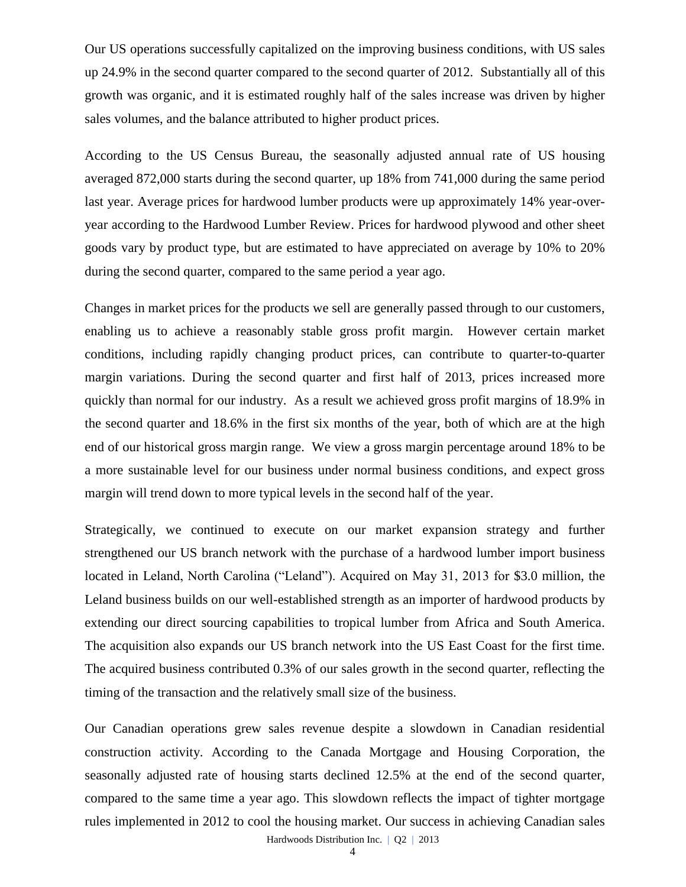Our US operations successfully capitalized on the improving business conditions, with US sales up 24.9% in the second quarter compared to the second quarter of 2012. Substantially all of this growth was organic, and it is estimated roughly half of the sales increase was driven by higher sales volumes, and the balance attributed to higher product prices.

According to the US Census Bureau, the seasonally adjusted annual rate of US housing averaged 872,000 starts during the second quarter, up 18% from 741,000 during the same period last year. Average prices for hardwood lumber products were up approximately 14% year-over-year according to the Hardwood Lumber Review. Prices for hardwood plywood and other sheet goods vary by product type, but are estimated to have appreciated on average by 10% to 20% during the second quarter, compared to the same period a year ago.

Changes in market prices for the products we sell are generally passed through to our customers, enabling us to achieve a reasonably stable gross profit margin. However certain market conditions, including rapidly changing product prices, can contribute to quarter-to-quarter margin variations. During the second quarter and first half of 2013, prices increased more quickly than normal for our industry. As a result we achieved gross profit margins of 18.9% in the second quarter and 18.6% in the first six months of the year, both of which are at the high end of our historical gross margin range. We view a gross margin percentage around 18% to be a more sustainable level for our business under normal business conditions, and expect gross margin will trend down to more typical levels in the second half of the year.

Strategically, we continued to execute on our market expansion strategy and further strengthened our US branch network with the purchase of a hardwood lumber import business located in Leland, North Carolina ("Leland"). Acquired on May 31, 2013 for $3.0 million, the Leland business builds on our well-established strength as an importer of hardwood products by extending our direct sourcing capabilities to tropical lumber from Africa and South America. The acquisition also expands our US branch network into the US East Coast for the first time. The acquired business contributed 0.3% of our sales growth in the second quarter, reflecting the timing of the transaction and the relatively small size of the business.

Our Canadian operations grew sales revenue despite a slowdown in Canadian residential construction activity. According to the Canada Mortgage and Housing Corporation, the seasonally adjusted rate of housing starts declined 12.5% at the end of the second quarter, compared to the same time a year ago. This slowdown reflects the impact of tighter mortgage rules implemented in 2012 to cool the housing market. Our success in achieving Canadian sales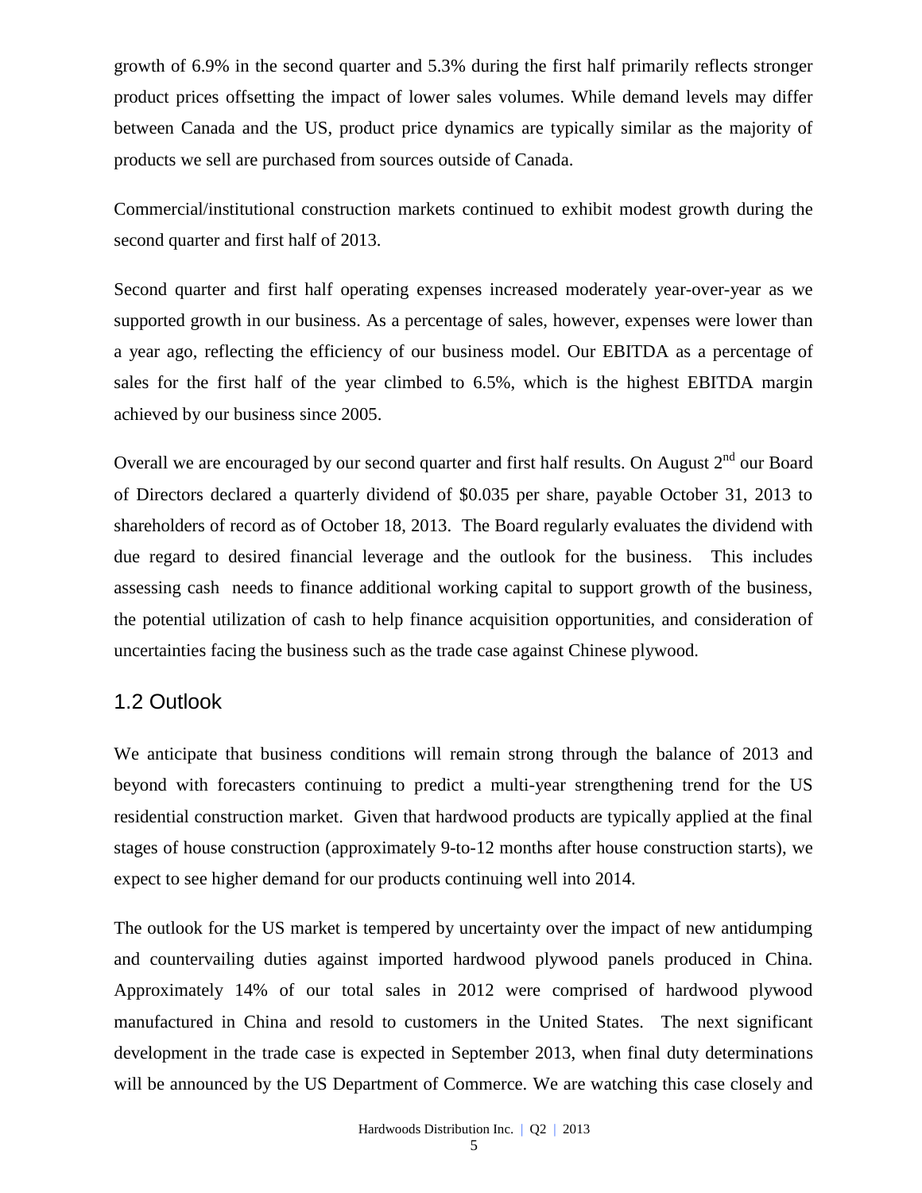growth of 6.9% in the second quarter and 5.3% during the first half primarily reflects stronger product prices offsetting the impact of lower sales volumes. While demand levels may differ between Canada and the US, product price dynamics are typically similar as the majority of products we sell are purchased from sources outside of Canada.

Commercial/institutional construction markets continued to exhibit modest growth during the second quarter and first half of 2013.

Second quarter and first half operating expenses increased moderately year-over-year as we supported growth in our business. As a percentage of sales, however, expenses were lower than a year ago, reflecting the efficiency of our business model. Our EBITDA as a percentage of sales for the first half of the year climbed to 6.5%, which is the highest EBITDA margin achieved by our business since 2005.

Overall we are encouraged by our second quarter and first half results. On August 2nd our Board of Directors declared a quarterly dividend of $0.035 per share, payable October 31, 2013 to shareholders of record as of October 18, 2013. The Board regularly evaluates the dividend with due regard to desired financial leverage and the outlook for the business. This includes assessing cash needs to finance additional working capital to support growth of the business, the potential utilization of cash to help finance acquisition opportunities, and consideration of uncertainties facing the business such as the trade case against Chinese plywood.

## 1.2 Outlook

We anticipate that business conditions will remain strong through the balance of 2013 and beyond with forecasters continuing to predict a multi-year strengthening trend for the US residential construction market. Given that hardwood products are typically applied at the final stages of house construction (approximately 9-to-12 months after house construction starts), we expect to see higher demand for our products continuing well into 2014.

The outlook for the US market is tempered by uncertainty over the impact of new antidumping and countervailing duties against imported hardwood plywood panels produced in China. Approximately 14% of our total sales in 2012 were comprised of hardwood plywood manufactured in China and resold to customers in the United States. The next significant development in the trade case is expected in September 2013, when final duty determinations will be announced by the US Department of Commerce. We are watching this case closely and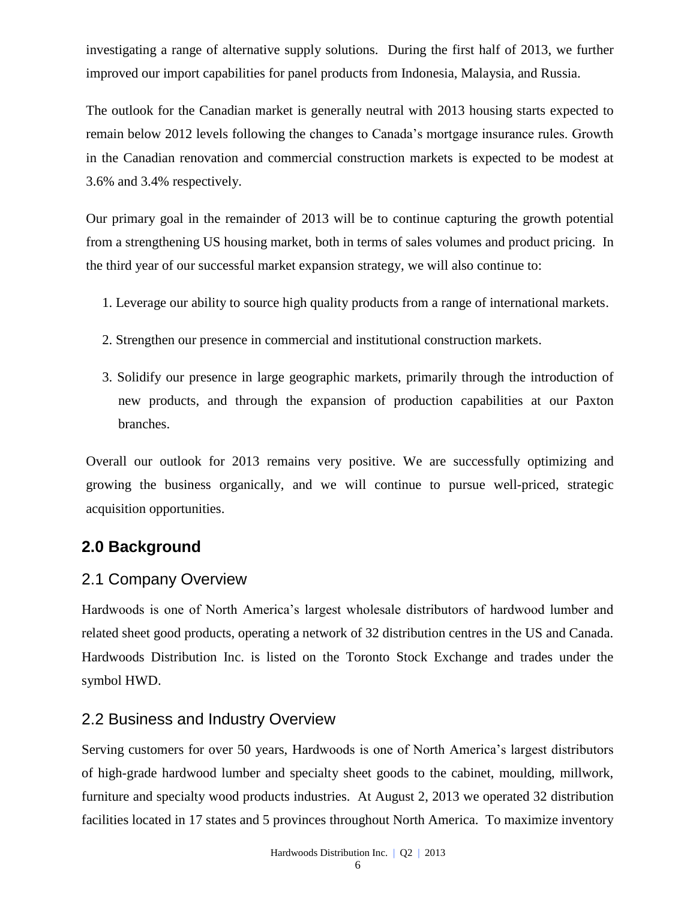investigating a range of alternative supply solutions. During the first half of 2013, we further improved our import capabilities for panel products from Indonesia, Malaysia, and Russia.

The outlook for the Canadian market is generally neutral with 2013 housing starts expected to remain below 2012 levels following the changes to Canada's mortgage insurance rules. Growth in the Canadian renovation and commercial construction markets is expected to be modest at 3.6% and 3.4% respectively.

Our primary goal in the remainder of 2013 will be to continue capturing the growth potential from a strengthening US housing market, both in terms of sales volumes and product pricing. In the third year of our successful market expansion strategy, we will also continue to:

1. Leverage our ability to source high quality products from a range of international markets.
2. Strengthen our presence in commercial and institutional construction markets.
3. Solidify our presence in large geographic markets, primarily through the introduction of new products, and through the expansion of production capabilities at our Paxton branches.

Overall our outlook for 2013 remains very positive. We are successfully optimizing and growing the business organically, and we will continue to pursue well-priced, strategic acquisition opportunities.

## 2.0 Background

### 2.1 Company Overview

Hardwoods is one of North America's largest wholesale distributors of hardwood lumber and related sheet good products, operating a network of 32 distribution centres in the US and Canada. Hardwoods Distribution Inc. is listed on the Toronto Stock Exchange and trades under the symbol HWD.

### 2.2 Business and Industry Overview

Serving customers for over 50 years, Hardwoods is one of North America's largest distributors of high-grade hardwood lumber and specialty sheet goods to the cabinet, moulding, millwork, furniture and specialty wood products industries. At August 2, 2013 we operated 32 distribution facilities located in 17 states and 5 provinces throughout North America. To maximize inventory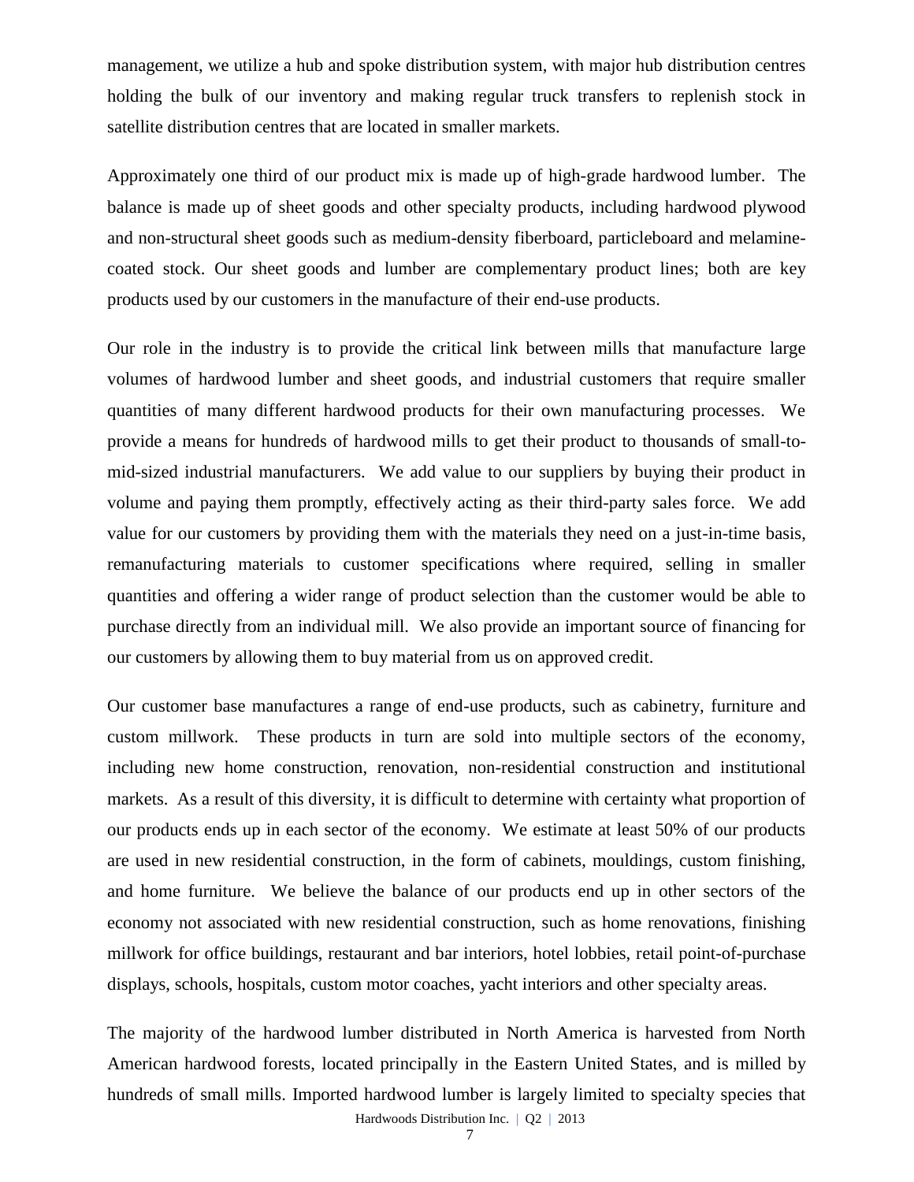management, we utilize a hub and spoke distribution system, with major hub distribution centres holding the bulk of our inventory and making regular truck transfers to replenish stock in satellite distribution centres that are located in smaller markets.

Approximately one third of our product mix is made up of high-grade hardwood lumber. The balance is made up of sheet goods and other specialty products, including hardwood plywood and non-structural sheet goods such as medium-density fiberboard, particleboard and melamine-coated stock. Our sheet goods and lumber are complementary product lines; both are key products used by our customers in the manufacture of their end-use products.

Our role in the industry is to provide the critical link between mills that manufacture large volumes of hardwood lumber and sheet goods, and industrial customers that require smaller quantities of many different hardwood products for their own manufacturing processes. We provide a means for hundreds of hardwood mills to get their product to thousands of small-to-mid-sized industrial manufacturers. We add value to our suppliers by buying their product in volume and paying them promptly, effectively acting as their third-party sales force. We add value for our customers by providing them with the materials they need on a just-in-time basis, remanufacturing materials to customer specifications where required, selling in smaller quantities and offering a wider range of product selection than the customer would be able to purchase directly from an individual mill. We also provide an important source of financing for our customers by allowing them to buy material from us on approved credit.

Our customer base manufactures a range of end-use products, such as cabinetry, furniture and custom millwork. These products in turn are sold into multiple sectors of the economy, including new home construction, renovation, non-residential construction and institutional markets. As a result of this diversity, it is difficult to determine with certainty what proportion of our products ends up in each sector of the economy. We estimate at least 50% of our products are used in new residential construction, in the form of cabinets, mouldings, custom finishing, and home furniture. We believe the balance of our products end up in other sectors of the economy not associated with new residential construction, such as home renovations, finishing millwork for office buildings, restaurant and bar interiors, hotel lobbies, retail point-of-purchase displays, schools, hospitals, custom motor coaches, yacht interiors and other specialty areas.

The majority of the hardwood lumber distributed in North America is harvested from North American hardwood forests, located principally in the Eastern United States, and is milled by hundreds of small mills. Imported hardwood lumber is largely limited to specialty species that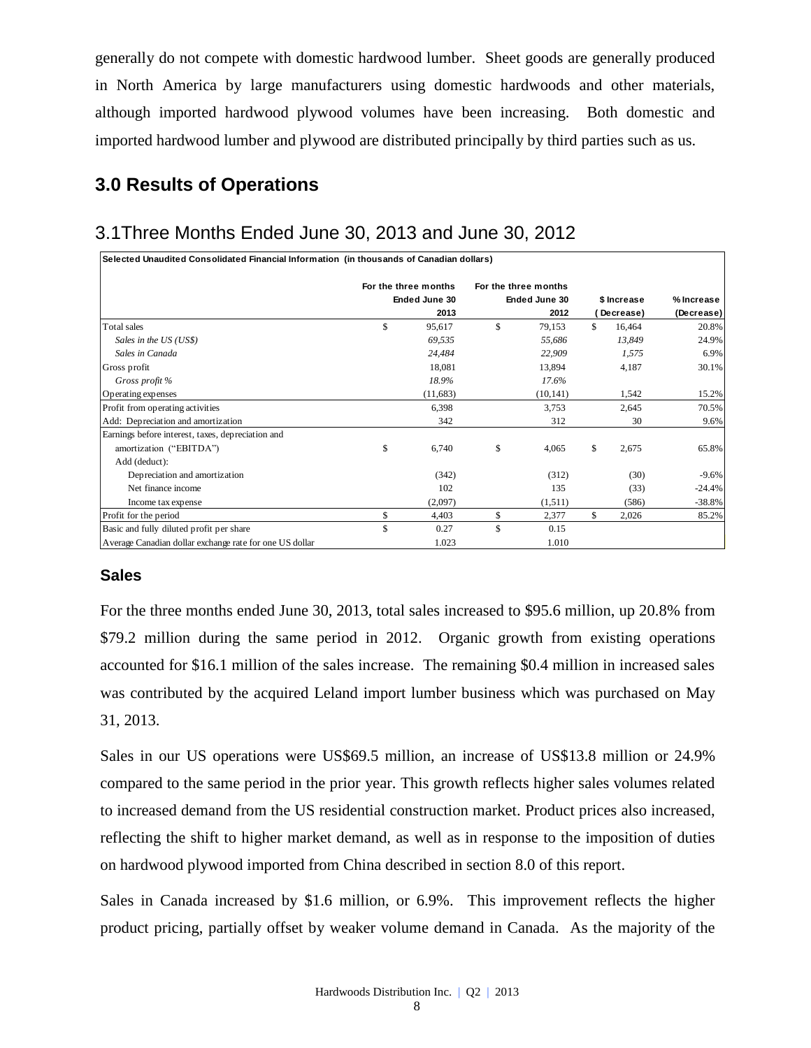generally do not compete with domestic hardwood lumber. Sheet goods are generally produced in North America by large manufacturers using domestic hardwoods and other materials, although imported hardwood plywood volumes have been increasing. Both domestic and imported hardwood lumber and plywood are distributed principally by third parties such as us.

## 3.0 Results of Operations

### 3.1Three Months Ended June 30, 2013 and June 30, 2012

| Selected Unaudited Consolidated Financial Information (in thousands of Canadian dollars) | For the three months Ended June 30 2013 | For the three months Ended June 30 2012 | $ Increase (Decrease) | % Increase (Decrease) |
|---|---|---|---|---|
| Total sales | $ 95,617 | $ 79,153 | $ 16,464 | 20.8% |
| *Sales in the US (US$)* | *69,535* | *55,686* | *13,849* | 24.9% |
| *Sales in Canada* | *24,484* | *22,909* | *1,575* | 6.9% |
| Gross profit | 18,081 | 13,894 | 4,187 | 30.1% |
| *Gross profit %* | *18.9%* | *17.6%* | | |
| Operating expenses | (11,683) | (10,141) | 1,542 | 15.2% |
| Profit from operating activities | 6,398 | 3,753 | 2,645 | 70.5% |
| Add: Depreciation and amortization | 342 | 312 | 30 | 9.6% |
| Earnings before interest, taxes, depreciation and amortization ("EBITDA") | $ 6,740 | $ 4,065 | $ 2,675 | 65.8% |
| Add (deduct): | | | | |
| Depreciation and amortization | (342) | (312) | (30) | -9.6% |
| Net finance income | 102 | 135 | (33) | -24.4% |
| Income tax expense | (2,097) | (1,511) | (586) | -38.8% |
| Profit for the period | $ 4,403 | $ 2,377 | $ 2,026 | 85.2% |
| Basic and fully diluted profit per share | $ 0.27 | $ 0.15 | | |
| Average Canadian dollar exchange rate for one US dollar | 1.023 | 1.010 | | |

### Sales

For the three months ended June 30, 2013, total sales increased to $95.6 million, up 20.8% from $79.2 million during the same period in 2012. Organic growth from existing operations accounted for $16.1 million of the sales increase. The remaining $0.4 million in increased sales was contributed by the acquired Leland import lumber business which was purchased on May 31, 2013.

Sales in our US operations were US$69.5 million, an increase of US$13.8 million or 24.9% compared to the same period in the prior year. This growth reflects higher sales volumes related to increased demand from the US residential construction market. Product prices also increased, reflecting the shift to higher market demand, as well as in response to the imposition of duties on hardwood plywood imported from China described in section 8.0 of this report.

Sales in Canada increased by $1.6 million, or 6.9%. This improvement reflects the higher product pricing, partially offset by weaker volume demand in Canada. As the majority of the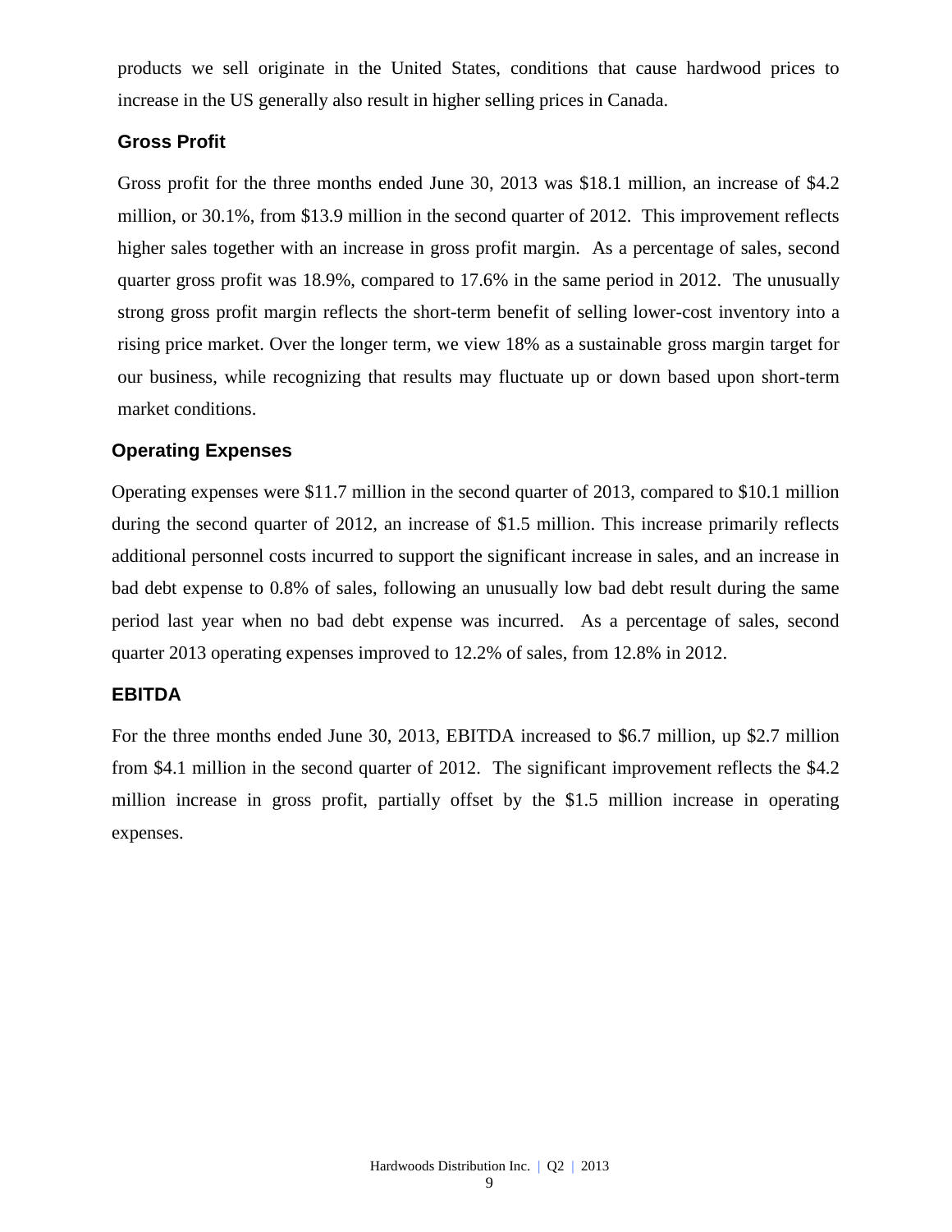products we sell originate in the United States, conditions that cause hardwood prices to increase in the US generally also result in higher selling prices in Canada.

### Gross Profit

Gross profit for the three months ended June 30, 2013 was $18.1 million, an increase of $4.2 million, or 30.1%, from $13.9 million in the second quarter of 2012. This improvement reflects higher sales together with an increase in gross profit margin. As a percentage of sales, second quarter gross profit was 18.9%, compared to 17.6% in the same period in 2012. The unusually strong gross profit margin reflects the short-term benefit of selling lower-cost inventory into a rising price market. Over the longer term, we view 18% as a sustainable gross margin target for our business, while recognizing that results may fluctuate up or down based upon short-term market conditions.

### Operating Expenses

Operating expenses were $11.7 million in the second quarter of 2013, compared to $10.1 million during the second quarter of 2012, an increase of $1.5 million. This increase primarily reflects additional personnel costs incurred to support the significant increase in sales, and an increase in bad debt expense to 0.8% of sales, following an unusually low bad debt result during the same period last year when no bad debt expense was incurred. As a percentage of sales, second quarter 2013 operating expenses improved to 12.2% of sales, from 12.8% in 2012.

### EBITDA

For the three months ended June 30, 2013, EBITDA increased to $6.7 million, up $2.7 million from $4.1 million in the second quarter of 2012. The significant improvement reflects the $4.2 million increase in gross profit, partially offset by the $1.5 million increase in operating expenses.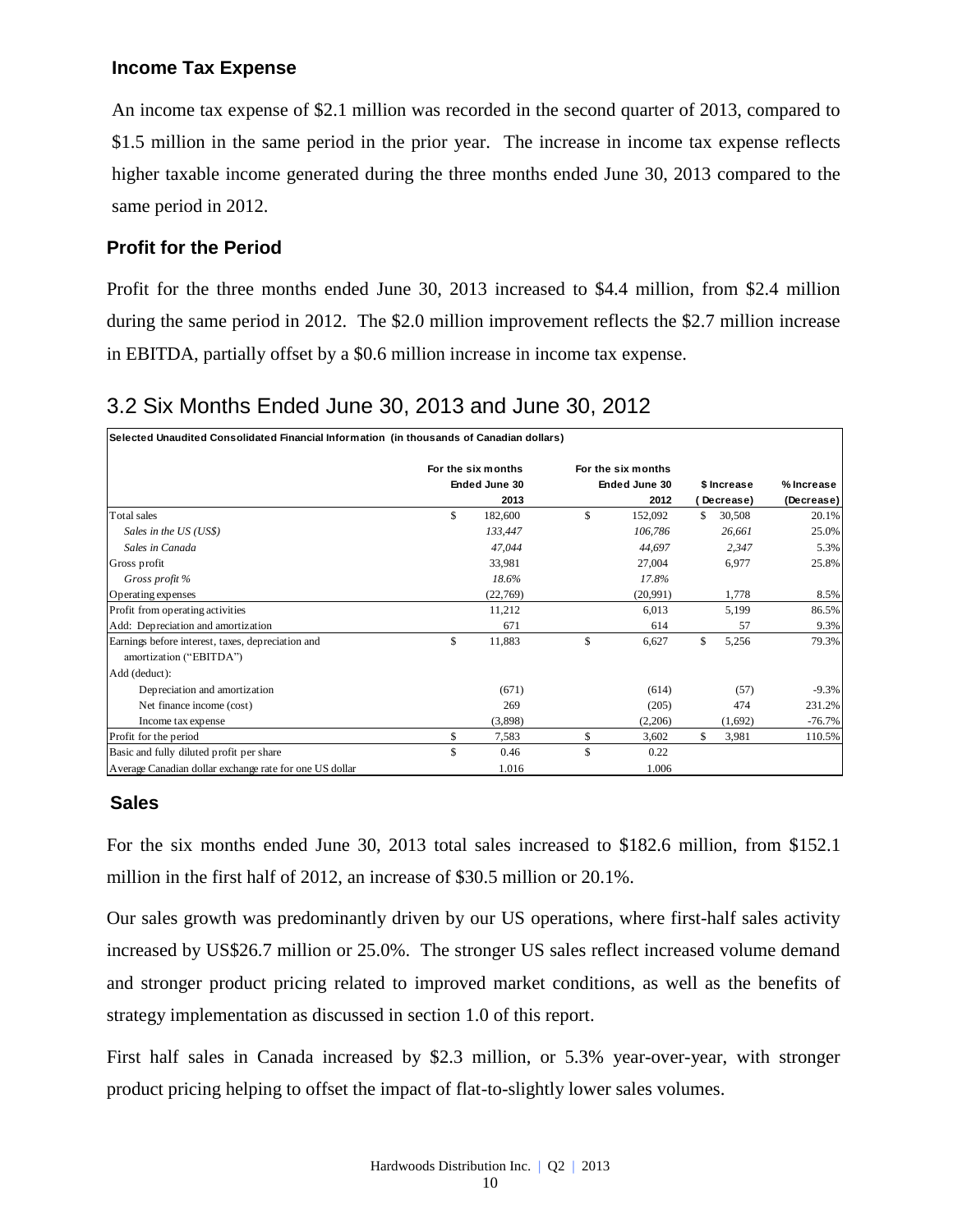### Income Tax Expense

An income tax expense of $2.1 million was recorded in the second quarter of 2013, compared to $1.5 million in the same period in the prior year. The increase in income tax expense reflects higher taxable income generated during the three months ended June 30, 2013 compared to the same period in 2012.

### Profit for the Period

Profit for the three months ended June 30, 2013 increased to $4.4 million, from $2.4 million during the same period in 2012. The $2.0 million improvement reflects the $2.7 million increase in EBITDA, partially offset by a $0.6 million increase in income tax expense.

## 3.2 Six Months Ended June 30, 2013 and June 30, 2012

**Selected Unaudited Consolidated Financial Information (in thousands of Canadian dollars)**

| | For the six months Ended June 30 2013 | For the six months Ended June 30 2012 | $ Increase (Decrease) | % Increase (Decrease) |
|---|---|---|---|---|
| Total sales | $ 182,600 | $ 152,092 | $ 30,508 | 20.1% |
| *Sales in the US (US$)* | *133,447* | *106,786* | *26,661* | 25.0% |
| *Sales in Canada* | *47,044* | *44,697* | *2,347* | 5.3% |
| Gross profit | 33,981 | 27,004 | 6,977 | 25.8% |
| *Gross profit %* | *18.6%* | *17.8%* | | |
| Operating expenses | (22,769) | (20,991) | 1,778 | 8.5% |
| Profit from operating activities | 11,212 | 6,013 | 5,199 | 86.5% |
| Add: Depreciation and amortization | 671 | 614 | 57 | 9.3% |
| Earnings before interest, taxes, depreciation and amortization ("EBITDA") | $ 11,883 | $ 6,627 | $ 5,256 | 79.3% |
| Add (deduct): | | | | |
| Depreciation and amortization | (671) | (614) | (57) | -9.3% |
| Net finance income (cost) | 269 | (205) | 474 | 231.2% |
| Income tax expense | (3,898) | (2,206) | (1,692) | -76.7% |
| Profit for the period | $ 7,583 | $ 3,602 | $ 3,981 | 110.5% |
| Basic and fully diluted profit per share | $ 0.46 | $ 0.22 | | |
| Average Canadian dollar exchange rate for one US dollar | 1.016 | 1.006 | | |

### Sales

For the six months ended June 30, 2013 total sales increased to $182.6 million, from $152.1 million in the first half of 2012, an increase of $30.5 million or 20.1%.

Our sales growth was predominantly driven by our US operations, where first-half sales activity increased by US$26.7 million or 25.0%. The stronger US sales reflect increased volume demand and stronger product pricing related to improved market conditions, as well as the benefits of strategy implementation as discussed in section 1.0 of this report.

First half sales in Canada increased by $2.3 million, or 5.3% year-over-year, with stronger product pricing helping to offset the impact of flat-to-slightly lower sales volumes.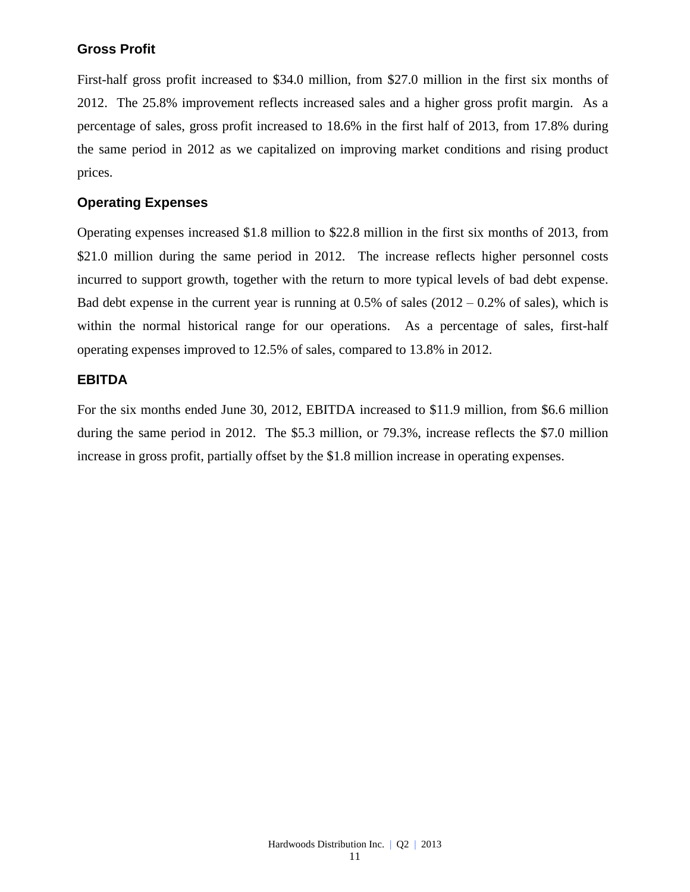## Gross Profit

First-half gross profit increased to $34.0 million, from $27.0 million in the first six months of 2012. The 25.8% improvement reflects increased sales and a higher gross profit margin. As a percentage of sales, gross profit increased to 18.6% in the first half of 2013, from 17.8% during the same period in 2012 as we capitalized on improving market conditions and rising product prices.

## Operating Expenses

Operating expenses increased $1.8 million to $22.8 million in the first six months of 2013, from $21.0 million during the same period in 2012. The increase reflects higher personnel costs incurred to support growth, together with the return to more typical levels of bad debt expense. Bad debt expense in the current year is running at 0.5% of sales (2012 – 0.2% of sales), which is within the normal historical range for our operations. As a percentage of sales, first-half operating expenses improved to 12.5% of sales, compared to 13.8% in 2012.

## EBITDA

For the six months ended June 30, 2012, EBITDA increased to $11.9 million, from $6.6 million during the same period in 2012. The $5.3 million, or 79.3%, increase reflects the $7.0 million increase in gross profit, partially offset by the $1.8 million increase in operating expenses.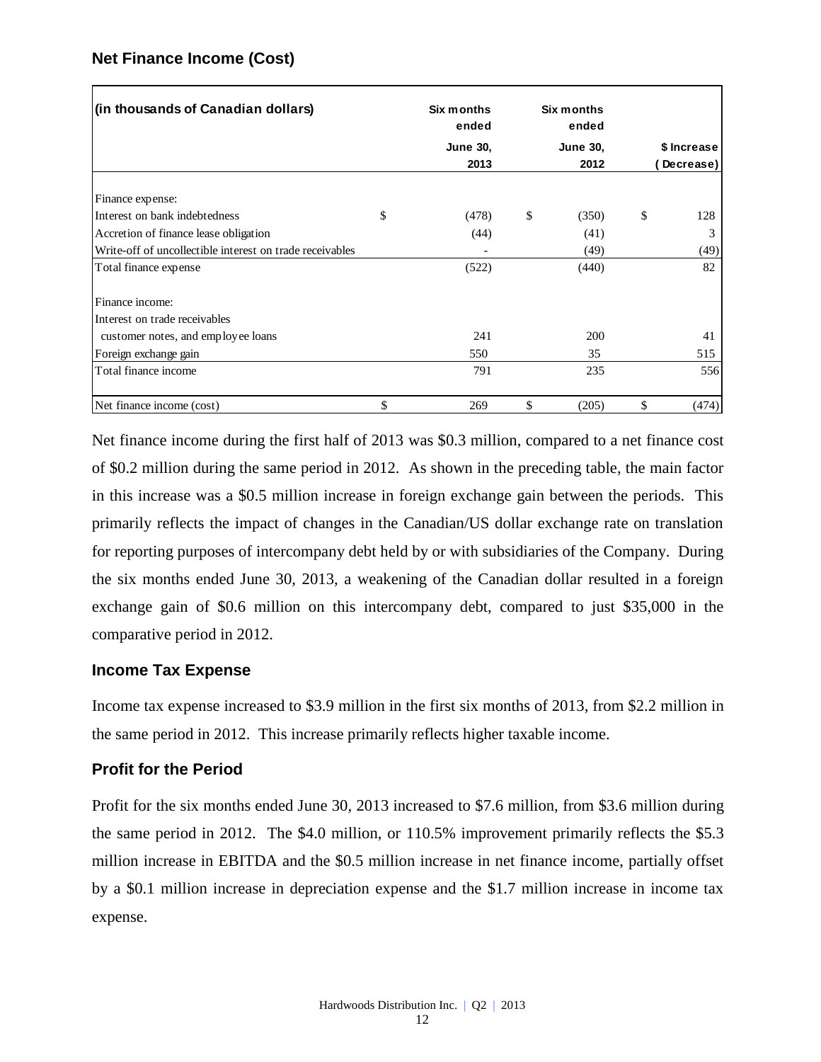## Net Finance Income (Cost)

| (in thousands of Canadian dollars) | Six months ended June 30, 2013 | Six months ended June 30, 2012 | $ Increase (Decrease) |
|---|---|---|---|
| Finance expense: | | | |
| Interest on bank indebtedness | $ (478) | $ (350) | $ 128 |
| Accretion of finance lease obligation | (44) | (41) | 3 |
| Write-off of uncollectible interest on trade receivables | - | (49) | (49) |
| Total finance expense | (522) | (440) | 82 |
| Finance income: | | | |
| Interest on trade receivables customer notes, and employee loans | 241 | 200 | 41 |
| Foreign exchange gain | 550 | 35 | 515 |
| Total finance income | 791 | 235 | 556 |
| Net finance income (cost) | $ 269 | $ (205) | $ (474) |

Net finance income during the first half of 2013 was $0.3 million, compared to a net finance cost of $0.2 million during the same period in 2012. As shown in the preceding table, the main factor in this increase was a $0.5 million increase in foreign exchange gain between the periods. This primarily reflects the impact of changes in the Canadian/US dollar exchange rate on translation for reporting purposes of intercompany debt held by or with subsidiaries of the Company. During the six months ended June 30, 2013, a weakening of the Canadian dollar resulted in a foreign exchange gain of $0.6 million on this intercompany debt, compared to just $35,000 in the comparative period in 2012.

## Income Tax Expense

Income tax expense increased to $3.9 million in the first six months of 2013, from $2.2 million in the same period in 2012. This increase primarily reflects higher taxable income.

## Profit for the Period

Profit for the six months ended June 30, 2013 increased to $7.6 million, from $3.6 million during the same period in 2012. The $4.0 million, or 110.5% improvement primarily reflects the $5.3 million increase in EBITDA and the $0.5 million increase in net finance income, partially offset by a $0.1 million increase in depreciation expense and the $1.7 million increase in income tax expense.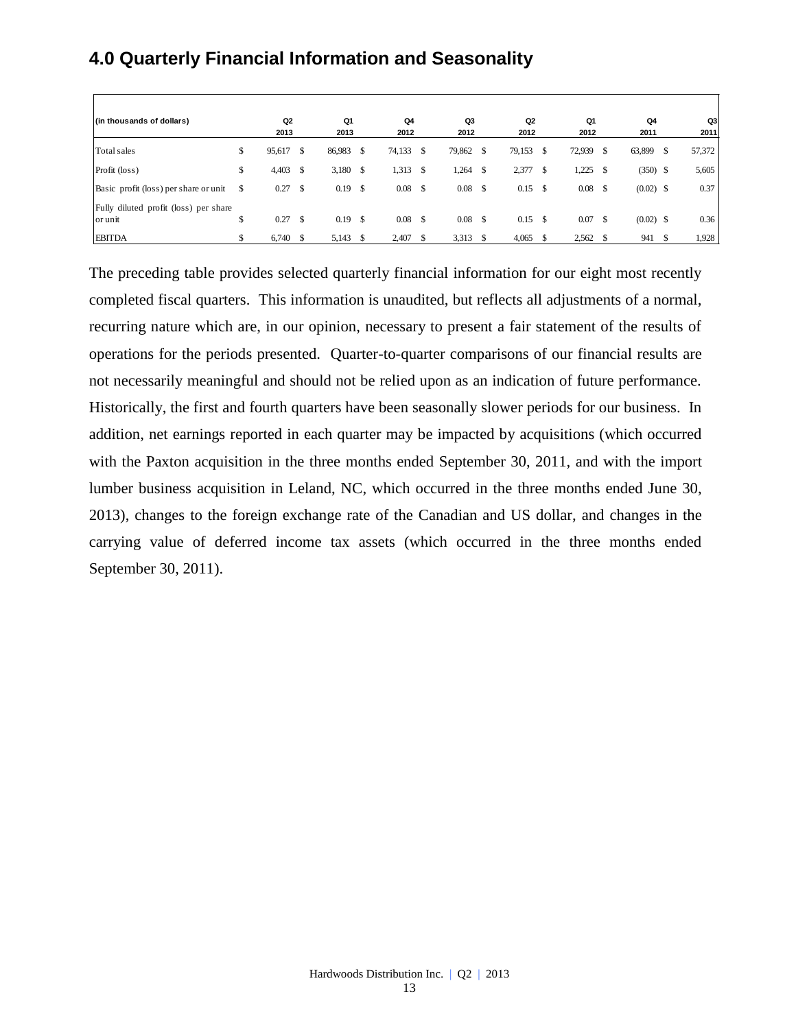## 4.0 Quarterly Financial Information and Seasonality

| (in thousands of dollars) | Q2 2013 | Q1 2013 | Q4 2012 | Q3 2012 | Q2 2012 | Q1 2012 | Q4 2011 | Q3 2011 |
|---|---|---|---|---|---|---|---|---|
| Total sales | $ 95,617 | $ 86,983 | $ 74,133 | $ 79,862 | $ 79,153 | $ 72,939 | $ 63,899 | $ 57,372 |
| Profit (loss) | $ 4,403 | $ 3,180 | $ 1,313 | $ 1,264 | $ 2,377 | $ 1,225 | $ (350) | $ 5,605 |
| Basic profit (loss) per share or unit | $ 0.27 | $ 0.19 | $ 0.08 | $ 0.08 | $ 0.15 | $ 0.08 | $ (0.02) | $ 0.37 |
| Fully diluted profit (loss) per share or unit | $ 0.27 | $ 0.19 | $ 0.08 | $ 0.08 | $ 0.15 | $ 0.07 | $ (0.02) | $ 0.36 |
| EBITDA | $ 6,740 | $ 5,143 | $ 2,407 | $ 3,313 | $ 4,065 | $ 2,562 | $ 941 | $ 1,928 |

The preceding table provides selected quarterly financial information for our eight most recently completed fiscal quarters. This information is unaudited, but reflects all adjustments of a normal, recurring nature which are, in our opinion, necessary to present a fair statement of the results of operations for the periods presented. Quarter-to-quarter comparisons of our financial results are not necessarily meaningful and should not be relied upon as an indication of future performance. Historically, the first and fourth quarters have been seasonally slower periods for our business. In addition, net earnings reported in each quarter may be impacted by acquisitions (which occurred with the Paxton acquisition in the three months ended September 30, 2011, and with the import lumber business acquisition in Leland, NC, which occurred in the three months ended June 30, 2013), changes to the foreign exchange rate of the Canadian and US dollar, and changes in the carrying value of deferred income tax assets (which occurred in the three months ended September 30, 2011).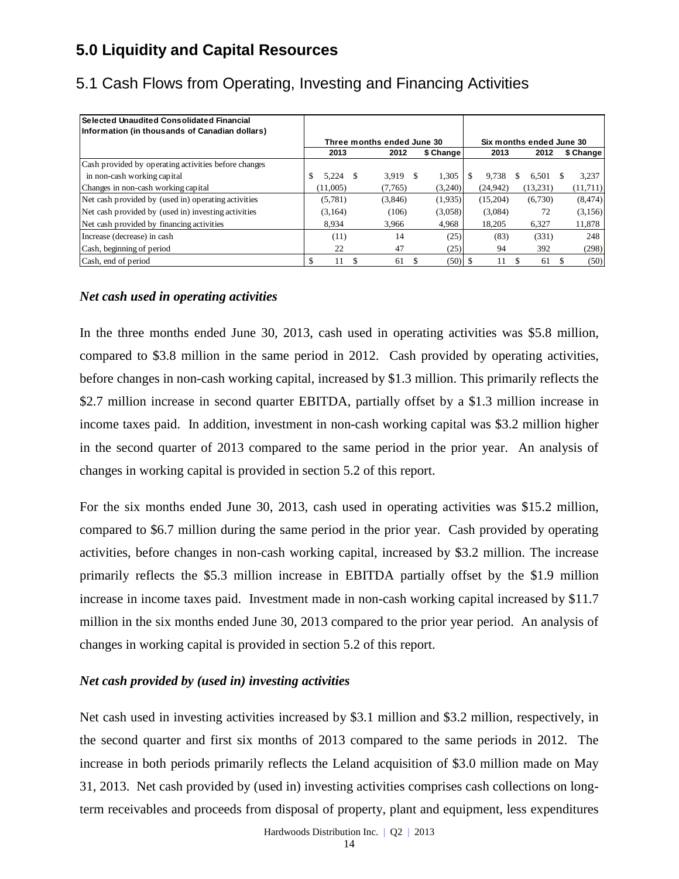## 5.0 Liquidity and Capital Resources

### 5.1 Cash Flows from Operating, Investing and Financing Activities

| Selected Unaudited Consolidated Financial Information (in thousands of Canadian dollars) | Three months ended June 30 | | | Six months ended June 30 | | |
|---|---|---|---|---|---|---|
| | 2013 | 2012 | $ Change | 2013 | 2012 | $ Change |
| Cash provided by operating activities before changes in non-cash working capital | $ 5,224 | $ 3,919 | $ 1,305 | $ 9,738 | $ 6,501 | $ 3,237 |
| Changes in non-cash working capital | (11,005) | (7,765) | (3,240) | (24,942) | (13,231) | (11,711) |
| Net cash provided by (used in) operating activities | (5,781) | (3,846) | (1,935) | (15,204) | (6,730) | (8,474) |
| Net cash provided by (used in) investing activities | (3,164) | (106) | (3,058) | (3,084) | 72 | (3,156) |
| Net cash provided by financing activities | 8,934 | 3,966 | 4,968 | 18,205 | 6,327 | 11,878 |
| Increase (decrease) in cash | (11) | 14 | (25) | (83) | (331) | 248 |
| Cash, beginning of period | 22 | 47 | (25) | 94 | 392 | (298) |
| Cash, end of period | $ 11 | $ 61 | $ (50) | $ 11 | $ 61 | $ (50) |

***Net cash used in operating activities***

In the three months ended June 30, 2013, cash used in operating activities was $5.8 million, compared to $3.8 million in the same period in 2012. Cash provided by operating activities, before changes in non-cash working capital, increased by $1.3 million. This primarily reflects the $2.7 million increase in second quarter EBITDA, partially offset by a $1.3 million increase in income taxes paid. In addition, investment in non-cash working capital was $3.2 million higher in the second quarter of 2013 compared to the same period in the prior year. An analysis of changes in working capital is provided in section 5.2 of this report.

For the six months ended June 30, 2013, cash used in operating activities was $15.2 million, compared to $6.7 million during the same period in the prior year. Cash provided by operating activities, before changes in non-cash working capital, increased by $3.2 million. The increase primarily reflects the $5.3 million increase in EBITDA partially offset by the $1.9 million increase in income taxes paid. Investment made in non-cash working capital increased by $11.7 million in the six months ended June 30, 2013 compared to the prior year period. An analysis of changes in working capital is provided in section 5.2 of this report.

***Net cash provided by (used in) investing activities***

Net cash used in investing activities increased by $3.1 million and $3.2 million, respectively, in the second quarter and first six months of 2013 compared to the same periods in 2012. The increase in both periods primarily reflects the Leland acquisition of $3.0 million made on May 31, 2013. Net cash provided by (used in) investing activities comprises cash collections on long-term receivables and proceeds from disposal of property, plant and equipment, less expenditures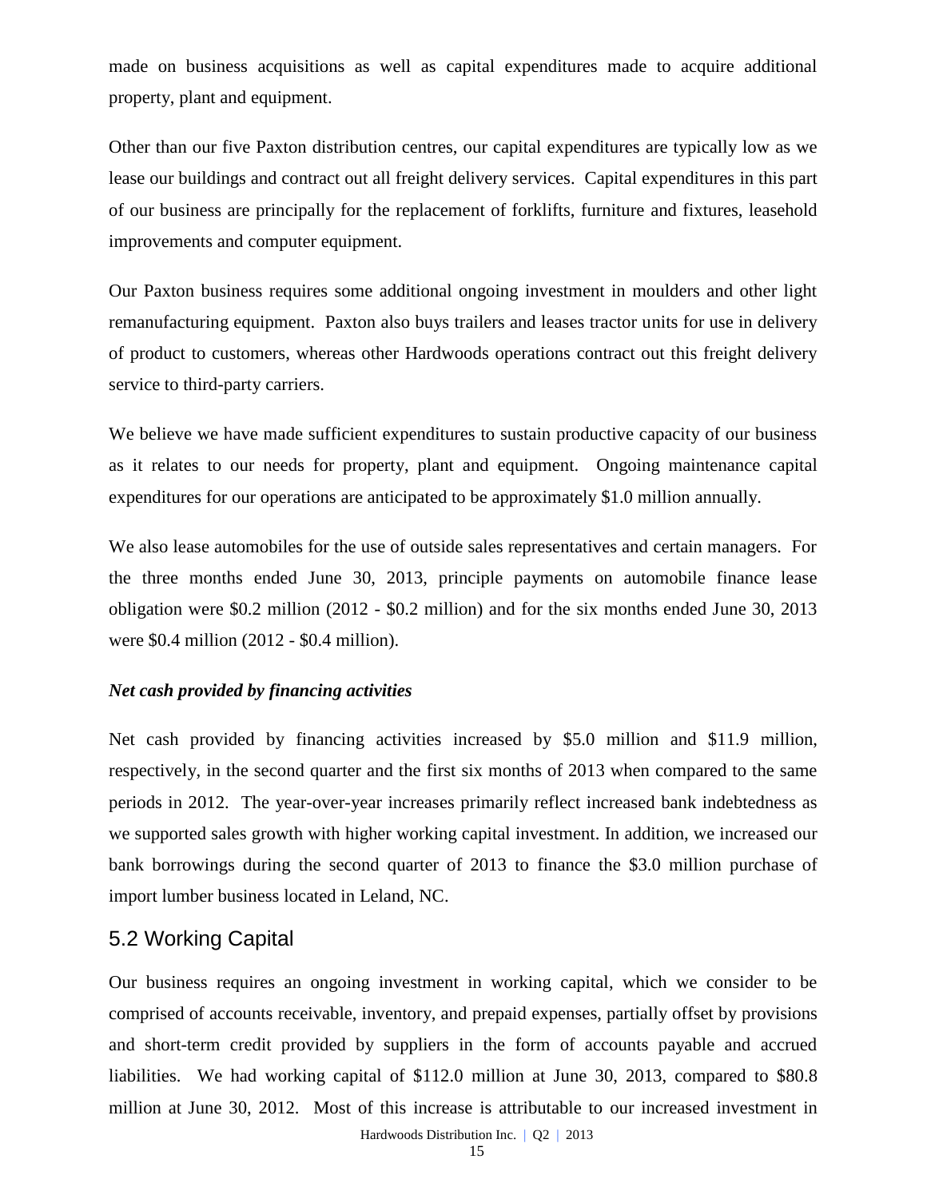made on business acquisitions as well as capital expenditures made to acquire additional property, plant and equipment.

Other than our five Paxton distribution centres, our capital expenditures are typically low as we lease our buildings and contract out all freight delivery services. Capital expenditures in this part of our business are principally for the replacement of forklifts, furniture and fixtures, leasehold improvements and computer equipment.

Our Paxton business requires some additional ongoing investment in moulders and other light remanufacturing equipment. Paxton also buys trailers and leases tractor units for use in delivery of product to customers, whereas other Hardwoods operations contract out this freight delivery service to third-party carriers.

We believe we have made sufficient expenditures to sustain productive capacity of our business as it relates to our needs for property, plant and equipment. Ongoing maintenance capital expenditures for our operations are anticipated to be approximately $1.0 million annually.

We also lease automobiles for the use of outside sales representatives and certain managers. For the three months ended June 30, 2013, principle payments on automobile finance lease obligation were $0.2 million (2012 - $0.2 million) and for the six months ended June 30, 2013 were $0.4 million (2012 - $0.4 million).

***Net cash provided by financing activities***

Net cash provided by financing activities increased by $5.0 million and $11.9 million, respectively, in the second quarter and the first six months of 2013 when compared to the same periods in 2012. The year-over-year increases primarily reflect increased bank indebtedness as we supported sales growth with higher working capital investment. In addition, we increased our bank borrowings during the second quarter of 2013 to finance the $3.0 million purchase of import lumber business located in Leland, NC.

## 5.2 Working Capital

Our business requires an ongoing investment in working capital, which we consider to be comprised of accounts receivable, inventory, and prepaid expenses, partially offset by provisions and short-term credit provided by suppliers in the form of accounts payable and accrued liabilities. We had working capital of $112.0 million at June 30, 2013, compared to $80.8 million at June 30, 2012. Most of this increase is attributable to our increased investment in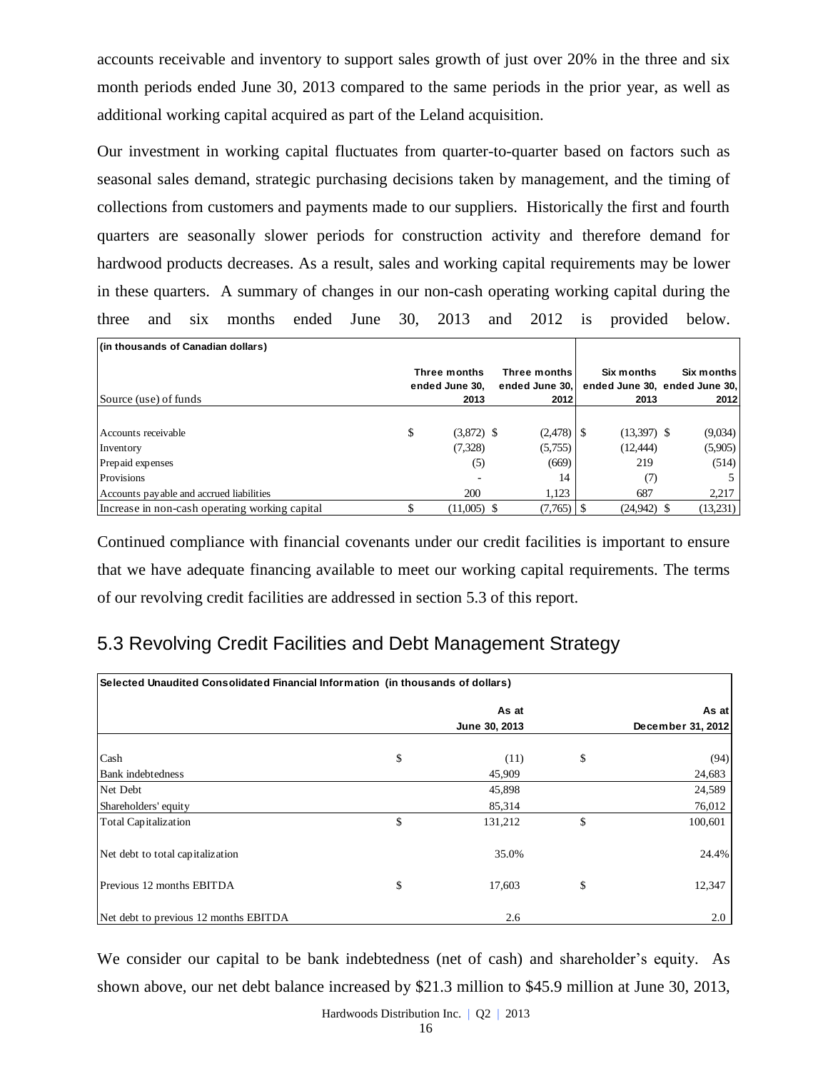accounts receivable and inventory to support sales growth of just over 20% in the three and six month periods ended June 30, 2013 compared to the same periods in the prior year, as well as additional working capital acquired as part of the Leland acquisition.

Our investment in working capital fluctuates from quarter-to-quarter based on factors such as seasonal sales demand, strategic purchasing decisions taken by management, and the timing of collections from customers and payments made to our suppliers. Historically the first and fourth quarters are seasonally slower periods for construction activity and therefore demand for hardwood products decreases. As a result, sales and working capital requirements may be lower in these quarters. A summary of changes in our non-cash operating working capital during the three and six months ended June 30, 2013 and 2012 is provided below.

| (in thousands of Canadian dollars) | | | | |
|---|---|---|---|---|
| Source (use) of funds | Three months ended June 30, 2013 | Three months ended June 30, 2012 | Six months ended June 30, 2013 | Six months ended June 30, 2012 |
| Accounts receivable | $ (3,872) | $ (2,478) | $ (13,397) | $ (9,034) |
| Inventory | (7,328) | (5,755) | (12,444) | (5,905) |
| Prepaid expenses | (5) | (669) | 219 | (514) |
| Provisions | - | 14 | (7) | 5 |
| Accounts payable and accrued liabilities | 200 | 1,123 | 687 | 2,217 |
| Increase in non-cash operating working capital | $ (11,005) | $ (7,765) | $ (24,942) | $ (13,231) |

Continued compliance with financial covenants under our credit facilities is important to ensure that we have adequate financing available to meet our working capital requirements. The terms of our revolving credit facilities are addressed in section 5.3 of this report.

## 5.3 Revolving Credit Facilities and Debt Management Strategy

| Selected Unaudited Consolidated Financial Information (in thousands of dollars) | | |
|---|---|---|
| | As at June 30, 2013 | As at December 31, 2012 |
| Cash | $ (11) | $ (94) |
| Bank indebtedness | 45,909 | 24,683 |
| Net Debt | 45,898 | 24,589 |
| Shareholders' equity | 85,314 | 76,012 |
| Total Capitalization | $ 131,212 | $ 100,601 |
| Net debt to total capitalization | 35.0% | 24.4% |
| Previous 12 months EBITDA | $ 17,603 | $ 12,347 |
| Net debt to previous 12 months EBITDA | 2.6 | 2.0 |

We consider our capital to be bank indebtedness (net of cash) and shareholder's equity. As shown above, our net debt balance increased by $21.3 million to $45.9 million at June 30, 2013,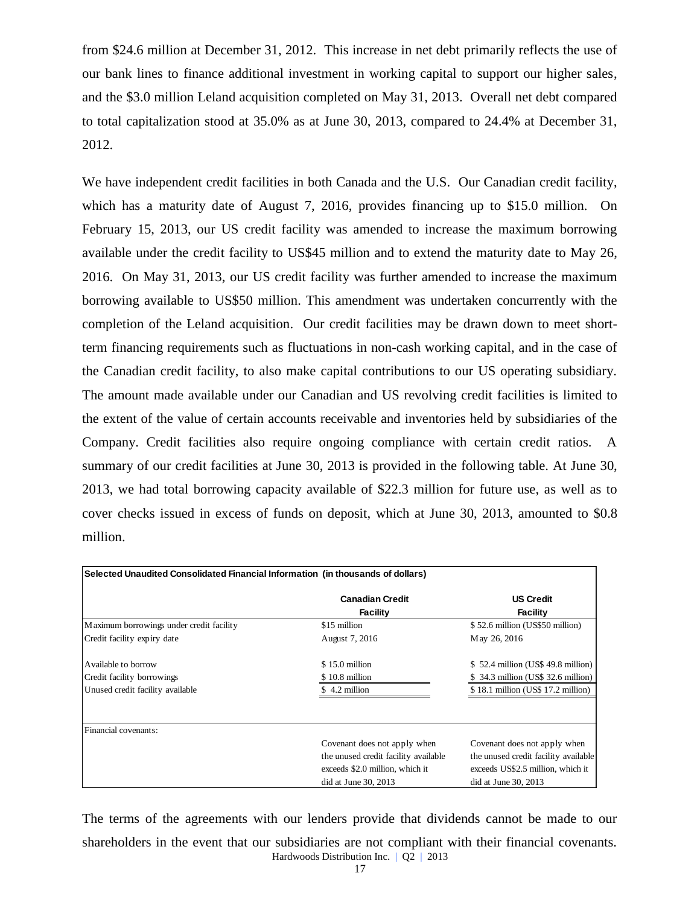from $24.6 million at December 31, 2012. This increase in net debt primarily reflects the use of our bank lines to finance additional investment in working capital to support our higher sales, and the $3.0 million Leland acquisition completed on May 31, 2013. Overall net debt compared to total capitalization stood at 35.0% as at June 30, 2013, compared to 24.4% at December 31, 2012.

We have independent credit facilities in both Canada and the U.S. Our Canadian credit facility, which has a maturity date of August 7, 2016, provides financing up to $15.0 million. On February 15, 2013, our US credit facility was amended to increase the maximum borrowing available under the credit facility to US$45 million and to extend the maturity date to May 26, 2016. On May 31, 2013, our US credit facility was further amended to increase the maximum borrowing available to US$50 million. This amendment was undertaken concurrently with the completion of the Leland acquisition. Our credit facilities may be drawn down to meet short-term financing requirements such as fluctuations in non-cash working capital, and in the case of the Canadian credit facility, to also make capital contributions to our US operating subsidiary. The amount made available under our Canadian and US revolving credit facilities is limited to the extent of the value of certain accounts receivable and inventories held by subsidiaries of the Company. Credit facilities also require ongoing compliance with certain credit ratios. A summary of our credit facilities at June 30, 2013 is provided in the following table. At June 30, 2013, we had total borrowing capacity available of $22.3 million for future use, as well as to cover checks issued in excess of funds on deposit, which at June 30, 2013, amounted to $0.8 million.

**Selected Unaudited Consolidated Financial Information (in thousands of dollars)**

| | Canadian Credit Facility | US Credit Facility |
|---|---|---|
| Maximum borrowings under credit facility | $15 million | $ 52.6 million (US$50 million) |
| Credit facility expiry date | August 7, 2016 | May 26, 2016 |
| Available to borrow | $ 15.0 million | $ 52.4 million (US$ 49.8 million) |
| Credit facility borrowings | $ 10.8 million | $ 34.3 million (US$ 32.6 million) |
| Unused credit facility available | $ 4.2 million | $ 18.1 million (US$ 17.2 million) |
| Financial covenants: | | |
| | Covenant does not apply when the unused credit facility available exceeds $2.0 million, which it did at June 30, 2013 | Covenant does not apply when the unused credit facility available exceeds US$2.5 million, which it did at June 30, 2013 |

The terms of the agreements with our lenders provide that dividends cannot be made to our shareholders in the event that our subsidiaries are not compliant with their financial covenants.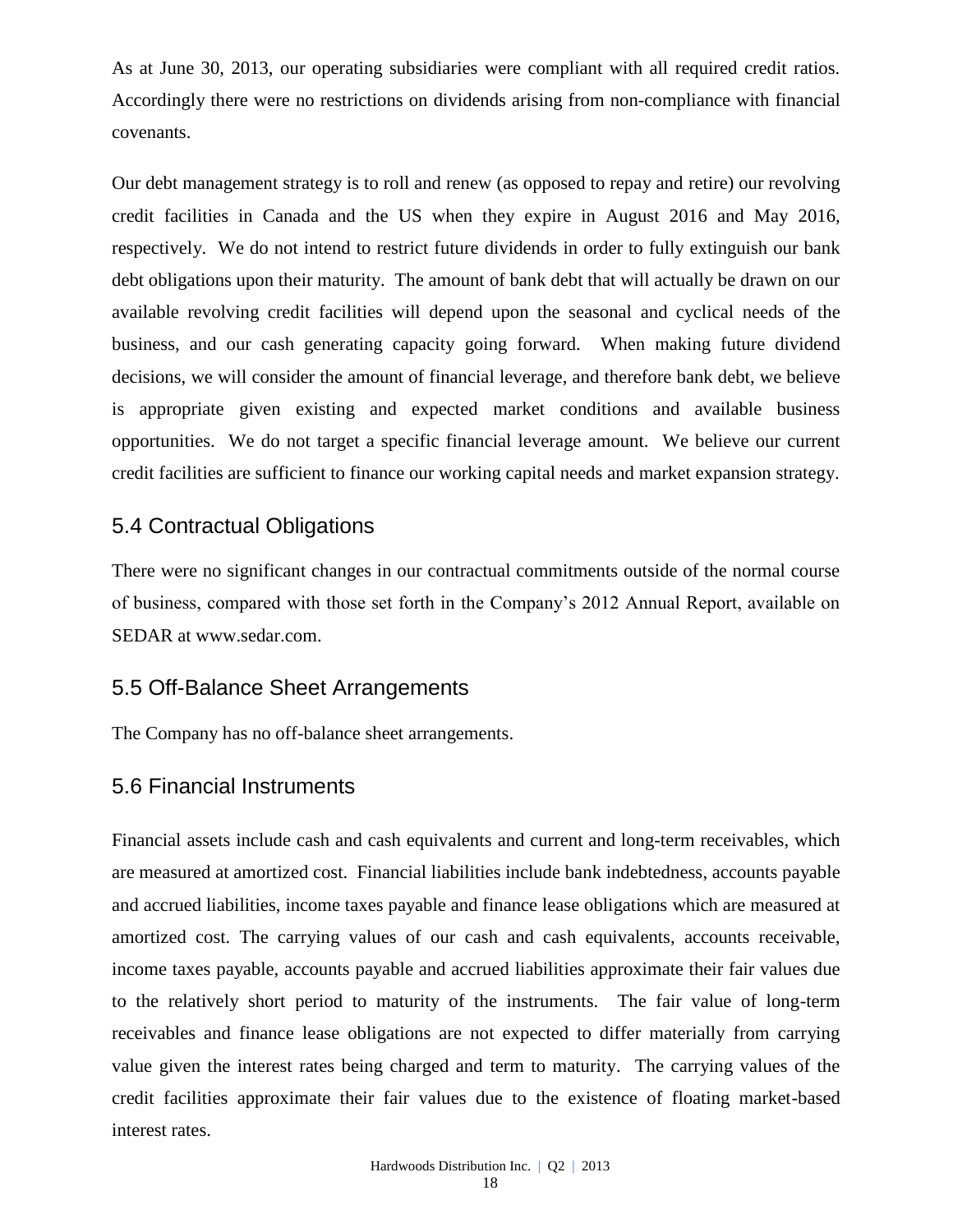As at June 30, 2013, our operating subsidiaries were compliant with all required credit ratios. Accordingly there were no restrictions on dividends arising from non-compliance with financial covenants.

Our debt management strategy is to roll and renew (as opposed to repay and retire) our revolving credit facilities in Canada and the US when they expire in August 2016 and May 2016, respectively. We do not intend to restrict future dividends in order to fully extinguish our bank debt obligations upon their maturity. The amount of bank debt that will actually be drawn on our available revolving credit facilities will depend upon the seasonal and cyclical needs of the business, and our cash generating capacity going forward. When making future dividend decisions, we will consider the amount of financial leverage, and therefore bank debt, we believe is appropriate given existing and expected market conditions and available business opportunities. We do not target a specific financial leverage amount. We believe our current credit facilities are sufficient to finance our working capital needs and market expansion strategy.

## 5.4 Contractual Obligations

There were no significant changes in our contractual commitments outside of the normal course of business, compared with those set forth in the Company's 2012 Annual Report, available on SEDAR at www.sedar.com.

## 5.5 Off-Balance Sheet Arrangements

The Company has no off-balance sheet arrangements.

## 5.6 Financial Instruments

Financial assets include cash and cash equivalents and current and long-term receivables, which are measured at amortized cost. Financial liabilities include bank indebtedness, accounts payable and accrued liabilities, income taxes payable and finance lease obligations which are measured at amortized cost. The carrying values of our cash and cash equivalents, accounts receivable, income taxes payable, accounts payable and accrued liabilities approximate their fair values due to the relatively short period to maturity of the instruments. The fair value of long-term receivables and finance lease obligations are not expected to differ materially from carrying value given the interest rates being charged and term to maturity. The carrying values of the credit facilities approximate their fair values due to the existence of floating market-based interest rates.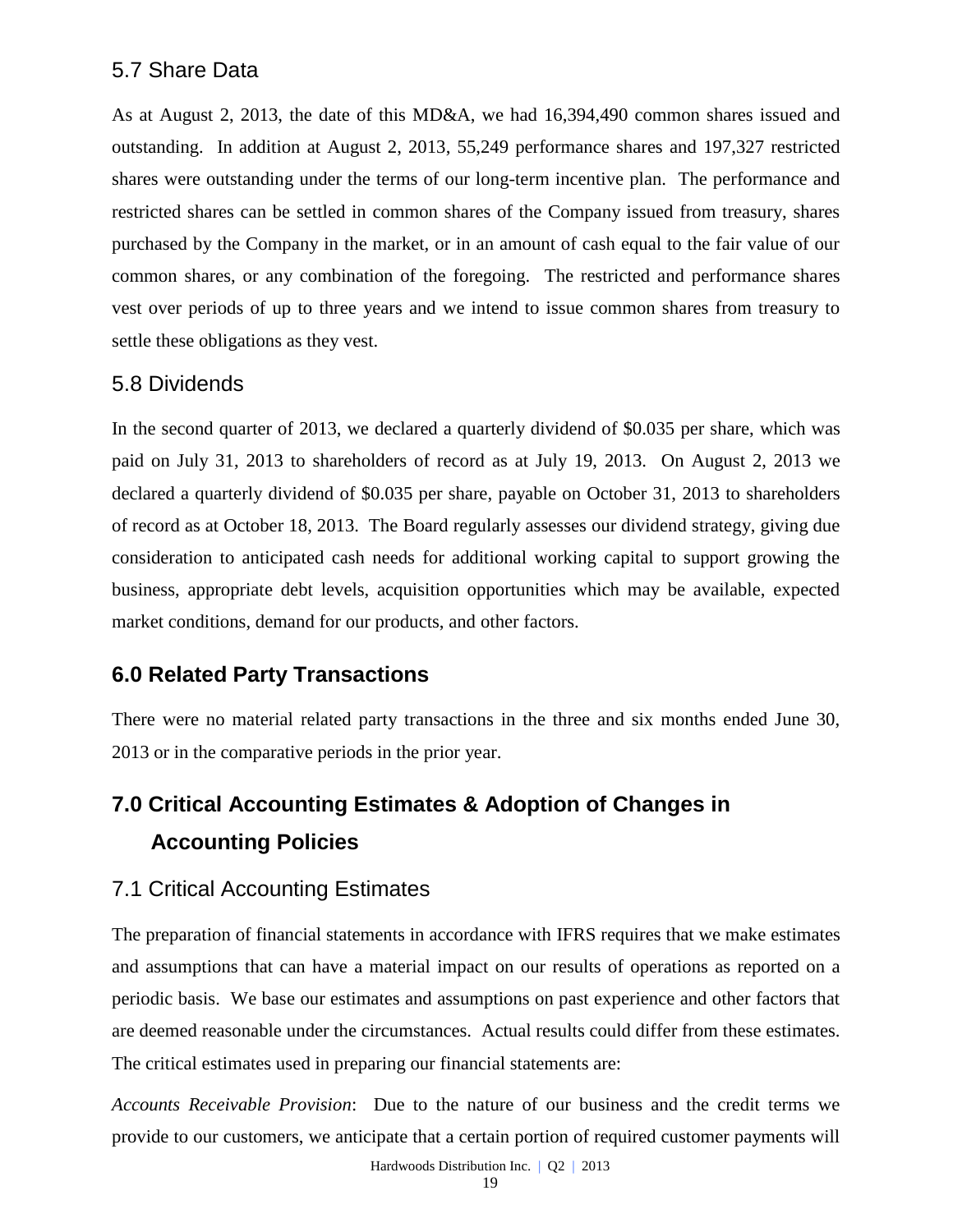### 5.7 Share Data

As at August 2, 2013, the date of this MD&A, we had 16,394,490 common shares issued and outstanding. In addition at August 2, 2013, 55,249 performance shares and 197,327 restricted shares were outstanding under the terms of our long-term incentive plan. The performance and restricted shares can be settled in common shares of the Company issued from treasury, shares purchased by the Company in the market, or in an amount of cash equal to the fair value of our common shares, or any combination of the foregoing. The restricted and performance shares vest over periods of up to three years and we intend to issue common shares from treasury to settle these obligations as they vest.

### 5.8 Dividends

In the second quarter of 2013, we declared a quarterly dividend of $0.035 per share, which was paid on July 31, 2013 to shareholders of record as at July 19, 2013. On August 2, 2013 we declared a quarterly dividend of $0.035 per share, payable on October 31, 2013 to shareholders of record as at October 18, 2013. The Board regularly assesses our dividend strategy, giving due consideration to anticipated cash needs for additional working capital to support growing the business, appropriate debt levels, acquisition opportunities which may be available, expected market conditions, demand for our products, and other factors.

## 6.0 Related Party Transactions

There were no material related party transactions in the three and six months ended June 30, 2013 or in the comparative periods in the prior year.

## 7.0 Critical Accounting Estimates & Adoption of Changes in Accounting Policies

### 7.1 Critical Accounting Estimates

The preparation of financial statements in accordance with IFRS requires that we make estimates and assumptions that can have a material impact on our results of operations as reported on a periodic basis. We base our estimates and assumptions on past experience and other factors that are deemed reasonable under the circumstances. Actual results could differ from these estimates. The critical estimates used in preparing our financial statements are:

*Accounts Receivable Provision*: Due to the nature of our business and the credit terms we provide to our customers, we anticipate that a certain portion of required customer payments will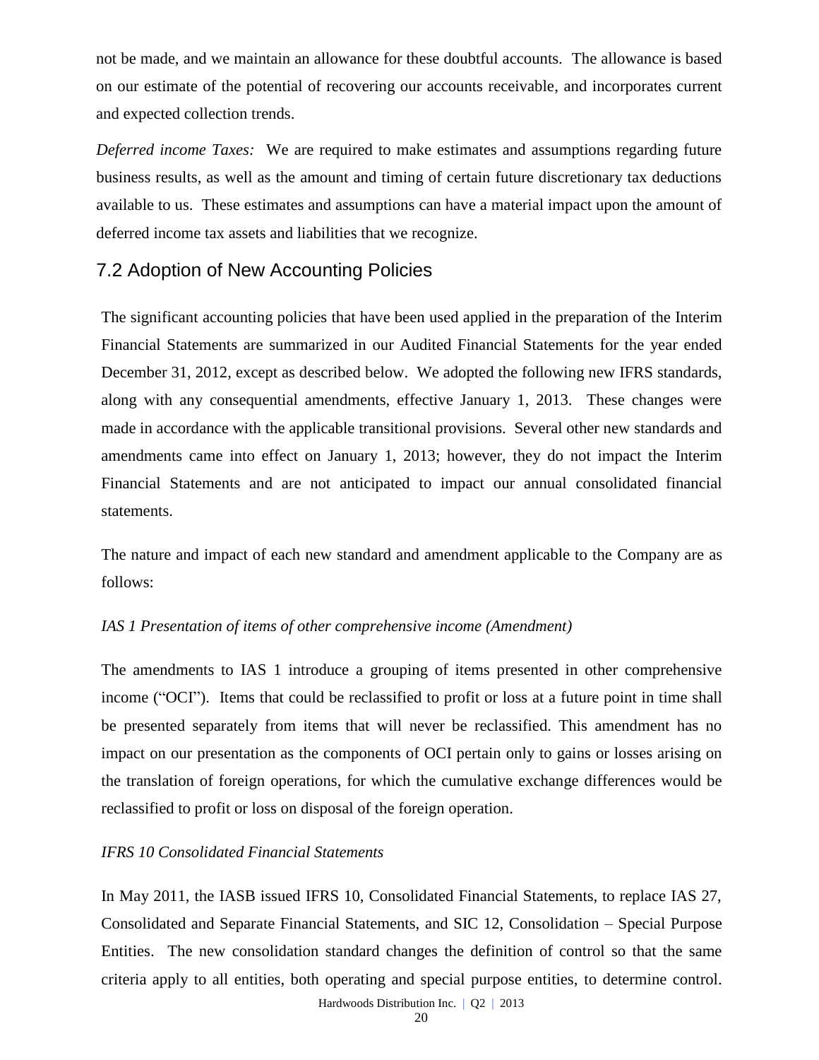not be made, and we maintain an allowance for these doubtful accounts. The allowance is based on our estimate of the potential of recovering our accounts receivable, and incorporates current and expected collection trends.

*Deferred income Taxes:* We are required to make estimates and assumptions regarding future business results, as well as the amount and timing of certain future discretionary tax deductions available to us. These estimates and assumptions can have a material impact upon the amount of deferred income tax assets and liabilities that we recognize.

## 7.2 Adoption of New Accounting Policies

The significant accounting policies that have been used applied in the preparation of the Interim Financial Statements are summarized in our Audited Financial Statements for the year ended December 31, 2012, except as described below. We adopted the following new IFRS standards, along with any consequential amendments, effective January 1, 2013. These changes were made in accordance with the applicable transitional provisions. Several other new standards and amendments came into effect on January 1, 2013; however, they do not impact the Interim Financial Statements and are not anticipated to impact our annual consolidated financial statements.

The nature and impact of each new standard and amendment applicable to the Company are as follows:

*IAS 1 Presentation of items of other comprehensive income (Amendment)*

The amendments to IAS 1 introduce a grouping of items presented in other comprehensive income ("OCI"). Items that could be reclassified to profit or loss at a future point in time shall be presented separately from items that will never be reclassified. This amendment has no impact on our presentation as the components of OCI pertain only to gains or losses arising on the translation of foreign operations, for which the cumulative exchange differences would be reclassified to profit or loss on disposal of the foreign operation.

*IFRS 10 Consolidated Financial Statements*

In May 2011, the IASB issued IFRS 10, Consolidated Financial Statements, to replace IAS 27, Consolidated and Separate Financial Statements, and SIC 12, Consolidation – Special Purpose Entities. The new consolidation standard changes the definition of control so that the same criteria apply to all entities, both operating and special purpose entities, to determine control.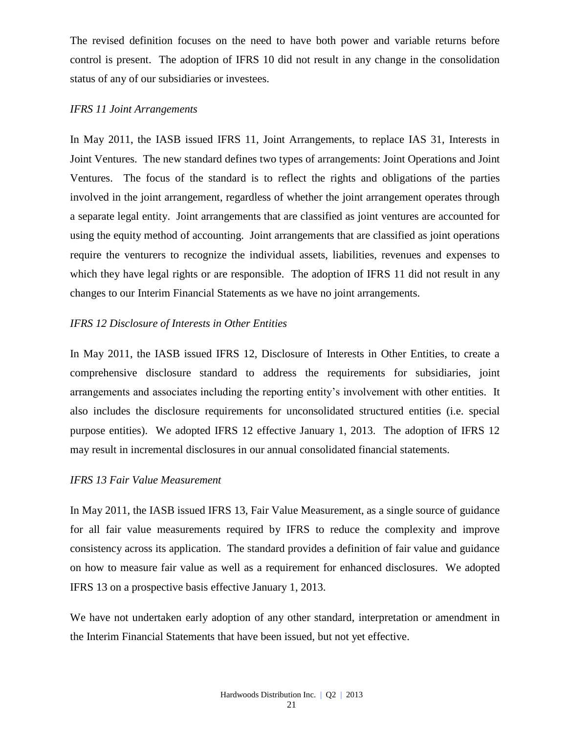The revised definition focuses on the need to have both power and variable returns before control is present. The adoption of IFRS 10 did not result in any change in the consolidation status of any of our subsidiaries or investees.

*IFRS 11 Joint Arrangements*

In May 2011, the IASB issued IFRS 11, Joint Arrangements, to replace IAS 31, Interests in Joint Ventures. The new standard defines two types of arrangements: Joint Operations and Joint Ventures. The focus of the standard is to reflect the rights and obligations of the parties involved in the joint arrangement, regardless of whether the joint arrangement operates through a separate legal entity. Joint arrangements that are classified as joint ventures are accounted for using the equity method of accounting. Joint arrangements that are classified as joint operations require the venturers to recognize the individual assets, liabilities, revenues and expenses to which they have legal rights or are responsible. The adoption of IFRS 11 did not result in any changes to our Interim Financial Statements as we have no joint arrangements.

*IFRS 12 Disclosure of Interests in Other Entities*

In May 2011, the IASB issued IFRS 12, Disclosure of Interests in Other Entities, to create a comprehensive disclosure standard to address the requirements for subsidiaries, joint arrangements and associates including the reporting entity's involvement with other entities. It also includes the disclosure requirements for unconsolidated structured entities (i.e. special purpose entities). We adopted IFRS 12 effective January 1, 2013. The adoption of IFRS 12 may result in incremental disclosures in our annual consolidated financial statements.

*IFRS 13 Fair Value Measurement*

In May 2011, the IASB issued IFRS 13, Fair Value Measurement, as a single source of guidance for all fair value measurements required by IFRS to reduce the complexity and improve consistency across its application. The standard provides a definition of fair value and guidance on how to measure fair value as well as a requirement for enhanced disclosures. We adopted IFRS 13 on a prospective basis effective January 1, 2013.

We have not undertaken early adoption of any other standard, interpretation or amendment in the Interim Financial Statements that have been issued, but not yet effective.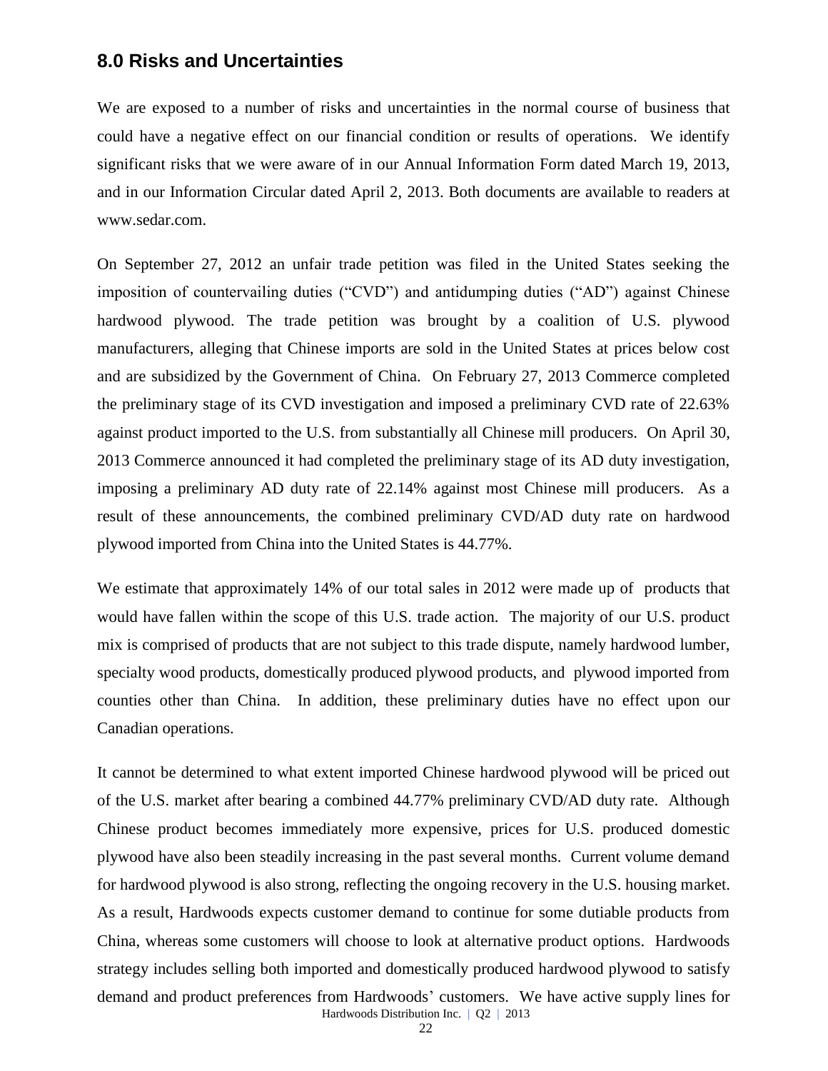## 8.0 Risks and Uncertainties

We are exposed to a number of risks and uncertainties in the normal course of business that could have a negative effect on our financial condition or results of operations. We identify significant risks that we were aware of in our Annual Information Form dated March 19, 2013, and in our Information Circular dated April 2, 2013. Both documents are available to readers at www.sedar.com.

On September 27, 2012 an unfair trade petition was filed in the United States seeking the imposition of countervailing duties ("CVD") and antidumping duties ("AD") against Chinese hardwood plywood. The trade petition was brought by a coalition of U.S. plywood manufacturers, alleging that Chinese imports are sold in the United States at prices below cost and are subsidized by the Government of China. On February 27, 2013 Commerce completed the preliminary stage of its CVD investigation and imposed a preliminary CVD rate of 22.63% against product imported to the U.S. from substantially all Chinese mill producers. On April 30, 2013 Commerce announced it had completed the preliminary stage of its AD duty investigation, imposing a preliminary AD duty rate of 22.14% against most Chinese mill producers. As a result of these announcements, the combined preliminary CVD/AD duty rate on hardwood plywood imported from China into the United States is 44.77%.

We estimate that approximately 14% of our total sales in 2012 were made up of products that would have fallen within the scope of this U.S. trade action. The majority of our U.S. product mix is comprised of products that are not subject to this trade dispute, namely hardwood lumber, specialty wood products, domestically produced plywood products, and plywood imported from counties other than China. In addition, these preliminary duties have no effect upon our Canadian operations.

It cannot be determined to what extent imported Chinese hardwood plywood will be priced out of the U.S. market after bearing a combined 44.77% preliminary CVD/AD duty rate. Although Chinese product becomes immediately more expensive, prices for U.S. produced domestic plywood have also been steadily increasing in the past several months. Current volume demand for hardwood plywood is also strong, reflecting the ongoing recovery in the U.S. housing market. As a result, Hardwoods expects customer demand to continue for some dutiable products from China, whereas some customers will choose to look at alternative product options. Hardwoods strategy includes selling both imported and domestically produced hardwood plywood to satisfy demand and product preferences from Hardwoods' customers. We have active supply lines for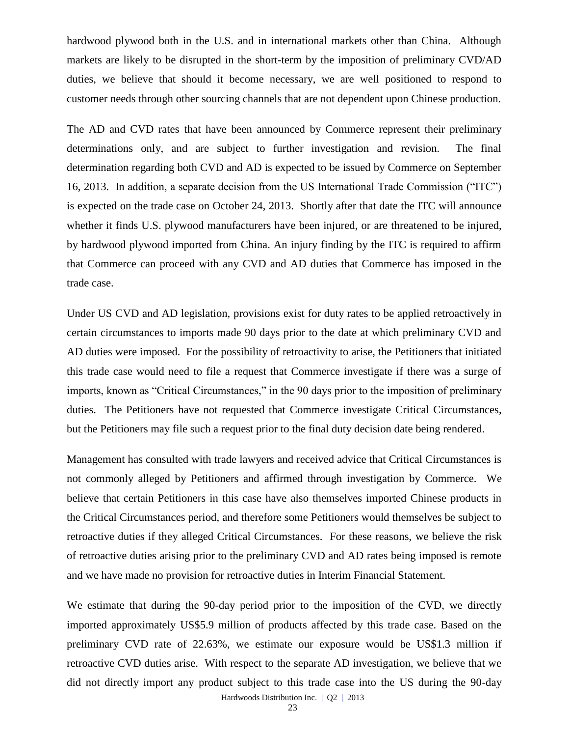hardwood plywood both in the U.S. and in international markets other than China. Although markets are likely to be disrupted in the short-term by the imposition of preliminary CVD/AD duties, we believe that should it become necessary, we are well positioned to respond to customer needs through other sourcing channels that are not dependent upon Chinese production.

The AD and CVD rates that have been announced by Commerce represent their preliminary determinations only, and are subject to further investigation and revision. The final determination regarding both CVD and AD is expected to be issued by Commerce on September 16, 2013. In addition, a separate decision from the US International Trade Commission ("ITC") is expected on the trade case on October 24, 2013. Shortly after that date the ITC will announce whether it finds U.S. plywood manufacturers have been injured, or are threatened to be injured, by hardwood plywood imported from China. An injury finding by the ITC is required to affirm that Commerce can proceed with any CVD and AD duties that Commerce has imposed in the trade case.

Under US CVD and AD legislation, provisions exist for duty rates to be applied retroactively in certain circumstances to imports made 90 days prior to the date at which preliminary CVD and AD duties were imposed. For the possibility of retroactivity to arise, the Petitioners that initiated this trade case would need to file a request that Commerce investigate if there was a surge of imports, known as "Critical Circumstances," in the 90 days prior to the imposition of preliminary duties. The Petitioners have not requested that Commerce investigate Critical Circumstances, but the Petitioners may file such a request prior to the final duty decision date being rendered.

Management has consulted with trade lawyers and received advice that Critical Circumstances is not commonly alleged by Petitioners and affirmed through investigation by Commerce. We believe that certain Petitioners in this case have also themselves imported Chinese products in the Critical Circumstances period, and therefore some Petitioners would themselves be subject to retroactive duties if they alleged Critical Circumstances. For these reasons, we believe the risk of retroactive duties arising prior to the preliminary CVD and AD rates being imposed is remote and we have made no provision for retroactive duties in Interim Financial Statement.

We estimate that during the 90-day period prior to the imposition of the CVD, we directly imported approximately US$5.9 million of products affected by this trade case. Based on the preliminary CVD rate of 22.63%, we estimate our exposure would be US$1.3 million if retroactive CVD duties arise. With respect to the separate AD investigation, we believe that we did not directly import any product subject to this trade case into the US during the 90-day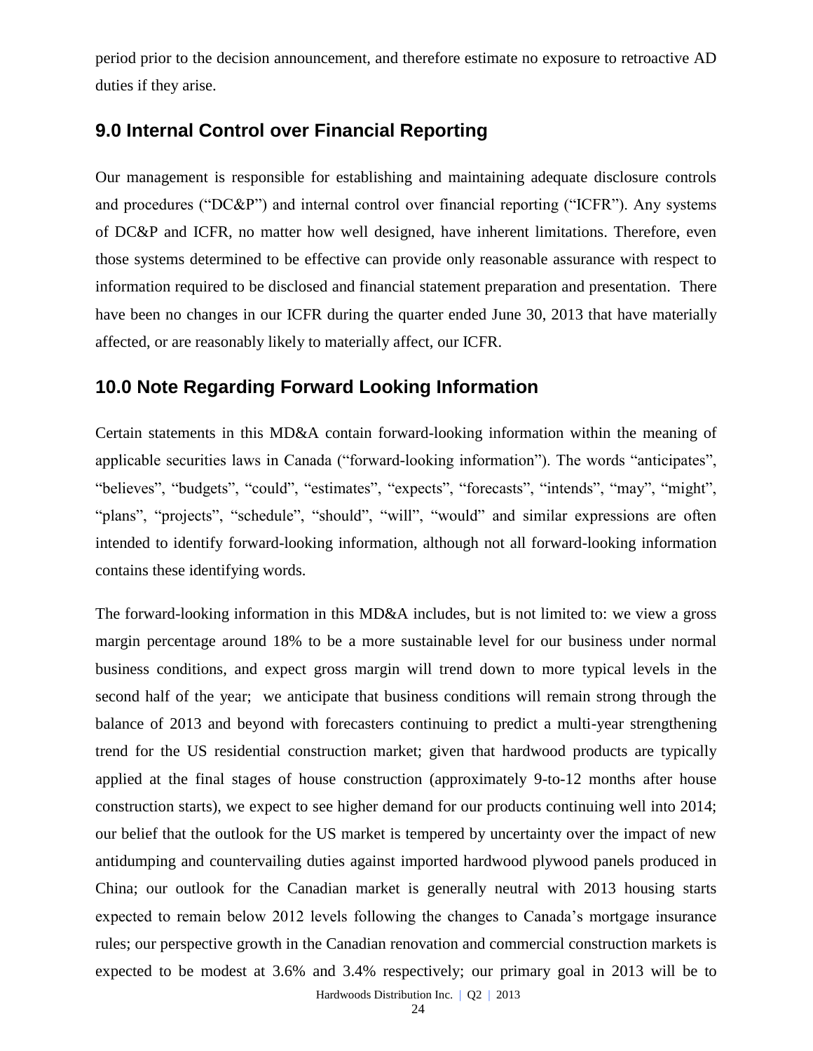period prior to the decision announcement, and therefore estimate no exposure to retroactive AD duties if they arise.

## 9.0 Internal Control over Financial Reporting

Our management is responsible for establishing and maintaining adequate disclosure controls and procedures ("DC&P") and internal control over financial reporting ("ICFR"). Any systems of DC&P and ICFR, no matter how well designed, have inherent limitations. Therefore, even those systems determined to be effective can provide only reasonable assurance with respect to information required to be disclosed and financial statement preparation and presentation. There have been no changes in our ICFR during the quarter ended June 30, 2013 that have materially affected, or are reasonably likely to materially affect, our ICFR.

## 10.0 Note Regarding Forward Looking Information

Certain statements in this MD&A contain forward-looking information within the meaning of applicable securities laws in Canada ("forward-looking information"). The words "anticipates", "believes", "budgets", "could", "estimates", "expects", "forecasts", "intends", "may", "might", "plans", "projects", "schedule", "should", "will", "would" and similar expressions are often intended to identify forward-looking information, although not all forward-looking information contains these identifying words.

The forward-looking information in this MD&A includes, but is not limited to: we view a gross margin percentage around 18% to be a more sustainable level for our business under normal business conditions, and expect gross margin will trend down to more typical levels in the second half of the year; we anticipate that business conditions will remain strong through the balance of 2013 and beyond with forecasters continuing to predict a multi-year strengthening trend for the US residential construction market; given that hardwood products are typically applied at the final stages of house construction (approximately 9-to-12 months after house construction starts), we expect to see higher demand for our products continuing well into 2014; our belief that the outlook for the US market is tempered by uncertainty over the impact of new antidumping and countervailing duties against imported hardwood plywood panels produced in China; our outlook for the Canadian market is generally neutral with 2013 housing starts expected to remain below 2012 levels following the changes to Canada's mortgage insurance rules; our perspective growth in the Canadian renovation and commercial construction markets is expected to be modest at 3.6% and 3.4% respectively; our primary goal in 2013 will be to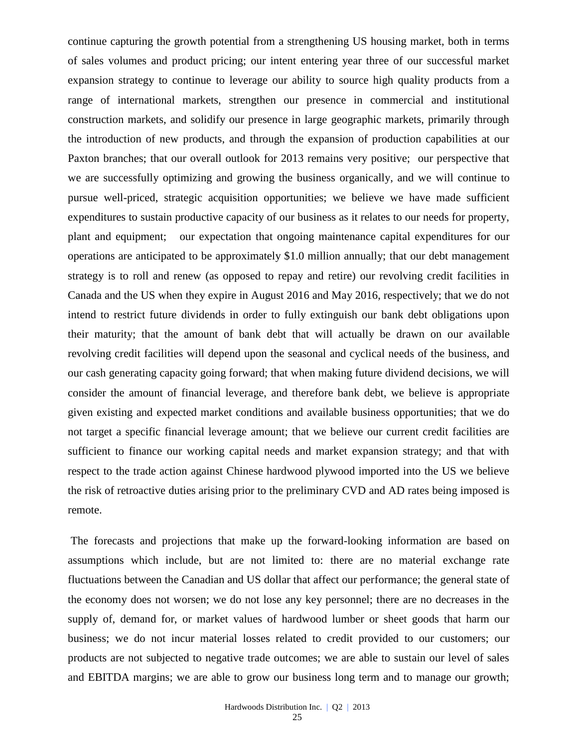continue capturing the growth potential from a strengthening US housing market, both in terms of sales volumes and product pricing; our intent entering year three of our successful market expansion strategy to continue to leverage our ability to source high quality products from a range of international markets, strengthen our presence in commercial and institutional construction markets, and solidify our presence in large geographic markets, primarily through the introduction of new products, and through the expansion of production capabilities at our Paxton branches; that our overall outlook for 2013 remains very positive; our perspective that we are successfully optimizing and growing the business organically, and we will continue to pursue well-priced, strategic acquisition opportunities; we believe we have made sufficient expenditures to sustain productive capacity of our business as it relates to our needs for property, plant and equipment; our expectation that ongoing maintenance capital expenditures for our operations are anticipated to be approximately $1.0 million annually; that our debt management strategy is to roll and renew (as opposed to repay and retire) our revolving credit facilities in Canada and the US when they expire in August 2016 and May 2016, respectively; that we do not intend to restrict future dividends in order to fully extinguish our bank debt obligations upon their maturity; that the amount of bank debt that will actually be drawn on our available revolving credit facilities will depend upon the seasonal and cyclical needs of the business, and our cash generating capacity going forward; that when making future dividend decisions, we will consider the amount of financial leverage, and therefore bank debt, we believe is appropriate given existing and expected market conditions and available business opportunities; that we do not target a specific financial leverage amount; that we believe our current credit facilities are sufficient to finance our working capital needs and market expansion strategy; and that with respect to the trade action against Chinese hardwood plywood imported into the US we believe the risk of retroactive duties arising prior to the preliminary CVD and AD rates being imposed is remote.

The forecasts and projections that make up the forward-looking information are based on assumptions which include, but are not limited to: there are no material exchange rate fluctuations between the Canadian and US dollar that affect our performance; the general state of the economy does not worsen; we do not lose any key personnel; there are no decreases in the supply of, demand for, or market values of hardwood lumber or sheet goods that harm our business; we do not incur material losses related to credit provided to our customers; our products are not subjected to negative trade outcomes; we are able to sustain our level of sales and EBITDA margins; we are able to grow our business long term and to manage our growth;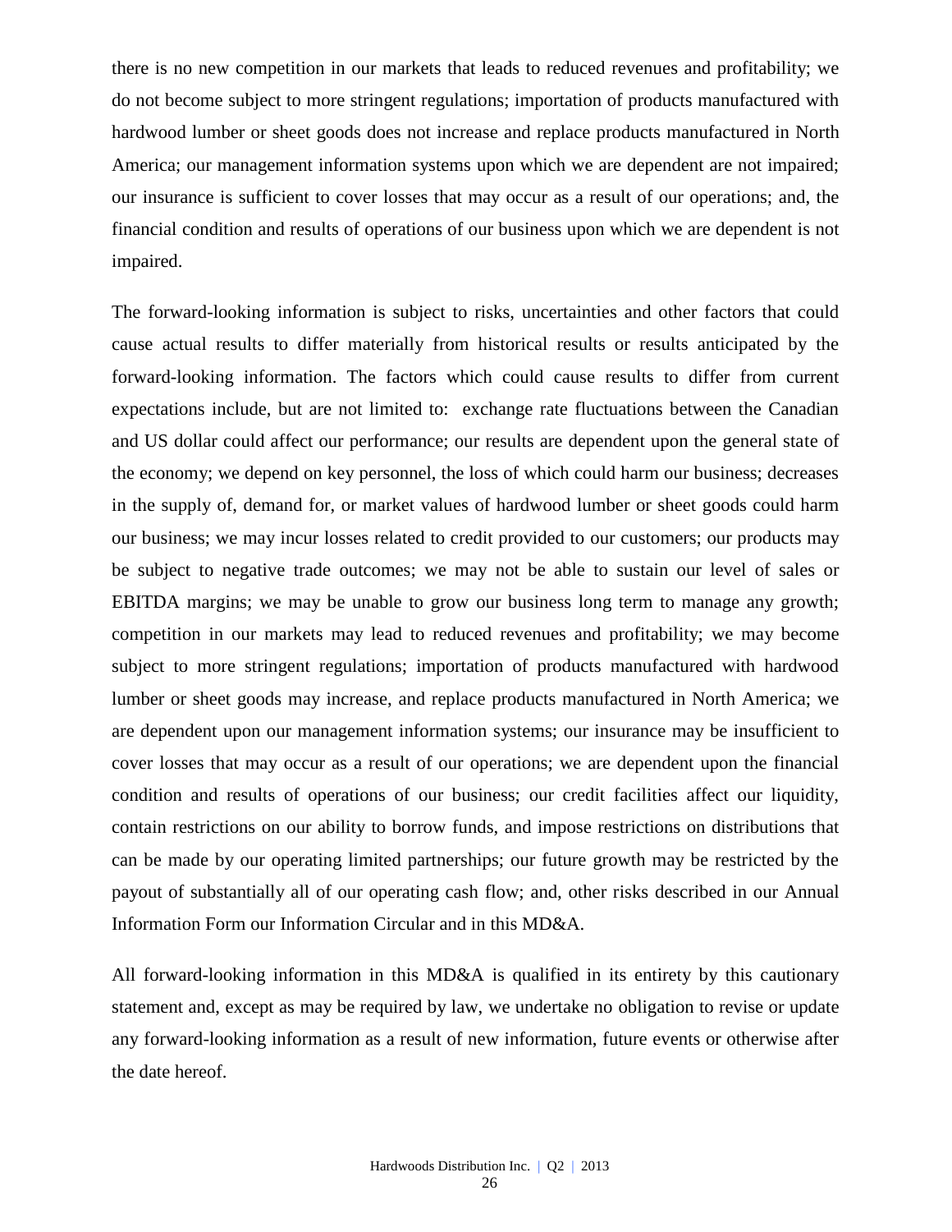there is no new competition in our markets that leads to reduced revenues and profitability; we do not become subject to more stringent regulations; importation of products manufactured with hardwood lumber or sheet goods does not increase and replace products manufactured in North America; our management information systems upon which we are dependent are not impaired; our insurance is sufficient to cover losses that may occur as a result of our operations; and, the financial condition and results of operations of our business upon which we are dependent is not impaired.

The forward-looking information is subject to risks, uncertainties and other factors that could cause actual results to differ materially from historical results or results anticipated by the forward-looking information. The factors which could cause results to differ from current expectations include, but are not limited to: exchange rate fluctuations between the Canadian and US dollar could affect our performance; our results are dependent upon the general state of the economy; we depend on key personnel, the loss of which could harm our business; decreases in the supply of, demand for, or market values of hardwood lumber or sheet goods could harm our business; we may incur losses related to credit provided to our customers; our products may be subject to negative trade outcomes; we may not be able to sustain our level of sales or EBITDA margins; we may be unable to grow our business long term to manage any growth; competition in our markets may lead to reduced revenues and profitability; we may become subject to more stringent regulations; importation of products manufactured with hardwood lumber or sheet goods may increase, and replace products manufactured in North America; we are dependent upon our management information systems; our insurance may be insufficient to cover losses that may occur as a result of our operations; we are dependent upon the financial condition and results of operations of our business; our credit facilities affect our liquidity, contain restrictions on our ability to borrow funds, and impose restrictions on distributions that can be made by our operating limited partnerships; our future growth may be restricted by the payout of substantially all of our operating cash flow; and, other risks described in our Annual Information Form our Information Circular and in this MD&A.

All forward-looking information in this MD&A is qualified in its entirety by this cautionary statement and, except as may be required by law, we undertake no obligation to revise or update any forward-looking information as a result of new information, future events or otherwise after the date hereof.